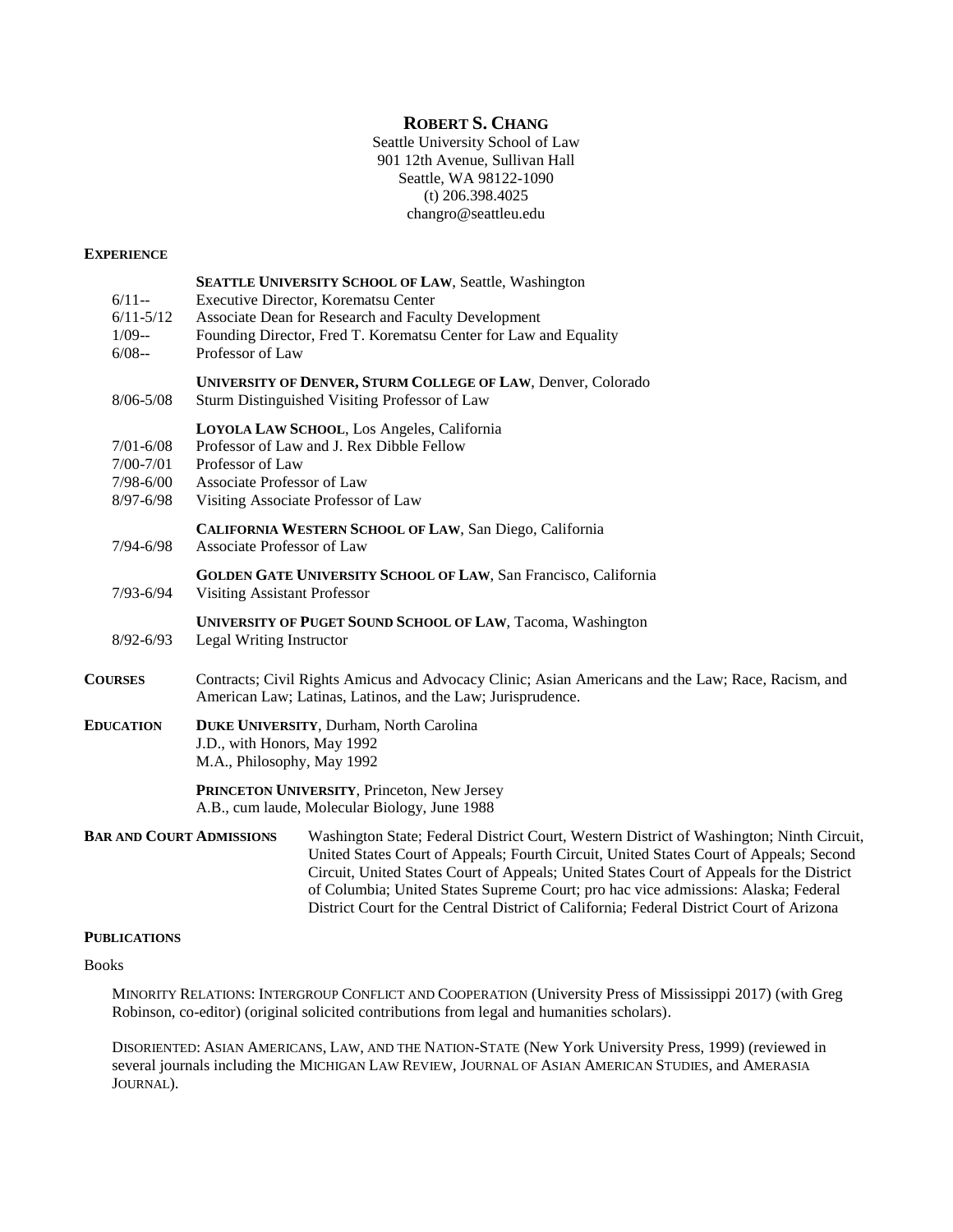# ROBERT S. CHANG

Seattle University School of Law
901 12th Avenue, Sullivan Hall
Seattle, WA 98122-1090
(t) 206.398.4025
changro@seattleu.edu

## EXPERIENCE

**SEATTLE UNIVERSITY SCHOOL OF LAW**, Seattle, Washington

- 6/11-- Executive Director, Korematsu Center
- 6/11-5/12 Associate Dean for Research and Faculty Development
- 1/09-- Founding Director, Fred T. Korematsu Center for Law and Equality
- 6/08-- Professor of Law

**UNIVERSITY OF DENVER, STURM COLLEGE OF LAW**, Denver, Colorado

- 8/06-5/08 Sturm Distinguished Visiting Professor of Law

**LOYOLA LAW SCHOOL**, Los Angeles, California

- 7/01-6/08 Professor of Law and J. Rex Dibble Fellow
- 7/00-7/01 Professor of Law
- 7/98-6/00 Associate Professor of Law
- 8/97-6/98 Visiting Associate Professor of Law

**CALIFORNIA WESTERN SCHOOL OF LAW**, San Diego, California

- 7/94-6/98 Associate Professor of Law

**GOLDEN GATE UNIVERSITY SCHOOL OF LAW**, San Francisco, California

- 7/93-6/94 Visiting Assistant Professor

**UNIVERSITY OF PUGET SOUND SCHOOL OF LAW**, Tacoma, Washington

- 8/92-6/93 Legal Writing Instructor

## COURSES

Contracts; Civil Rights Amicus and Advocacy Clinic; Asian Americans and the Law; Race, Racism, and American Law; Latinas, Latinos, and the Law; Jurisprudence.

## EDUCATION

**DUKE UNIVERSITY**, Durham, North Carolina
J.D., with Honors, May 1992
M.A., Philosophy, May 1992

**PRINCETON UNIVERSITY**, Princeton, New Jersey
A.B., cum laude, Molecular Biology, June 1988

## BAR AND COURT ADMISSIONS

Washington State; Federal District Court, Western District of Washington; Ninth Circuit, United States Court of Appeals; Fourth Circuit, United States Court of Appeals; Second Circuit, United States Court of Appeals; United States Court of Appeals for the District of Columbia; United States Supreme Court; pro hac vice admissions: Alaska; Federal District Court for the Central District of California; Federal District Court of Arizona

## PUBLICATIONS

### Books

MINORITY RELATIONS: INTERGROUP CONFLICT AND COOPERATION (University Press of Mississippi 2017) (with Greg Robinson, co-editor) (original solicited contributions from legal and humanities scholars).

DISORIENTED: ASIAN AMERICANS, LAW, AND THE NATION-STATE (New York University Press, 1999) (reviewed in several journals including the MICHIGAN LAW REVIEW, JOURNAL OF ASIAN AMERICAN STUDIES, and AMERASIA JOURNAL).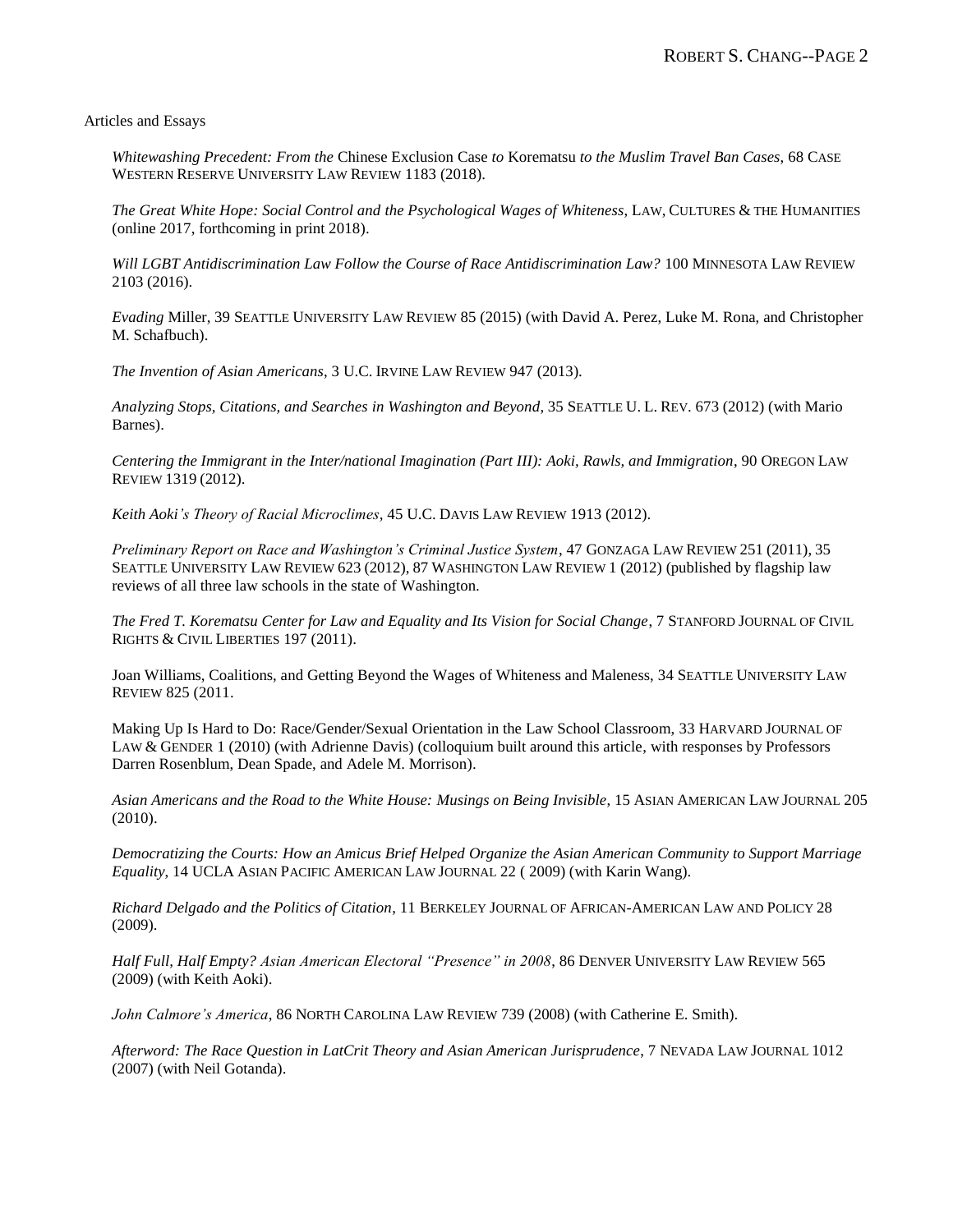Articles and Essays

*Whitewashing Precedent: From the* Chinese Exclusion Case *to* Korematsu *to the Muslim Travel Ban Cases*, 68 CASE WESTERN RESERVE UNIVERSITY LAW REVIEW 1183 (2018).

*The Great White Hope: Social Control and the Psychological Wages of Whiteness*, LAW, CULTURES & THE HUMANITIES (online 2017, forthcoming in print 2018).

*Will LGBT Antidiscrimination Law Follow the Course of Race Antidiscrimination Law?* 100 MINNESOTA LAW REVIEW 2103 (2016).

*Evading* Miller, 39 SEATTLE UNIVERSITY LAW REVIEW 85 (2015) (with David A. Perez, Luke M. Rona, and Christopher M. Schafbuch).

*The Invention of Asian Americans*, 3 U.C. IRVINE LAW REVIEW 947 (2013).

*Analyzing Stops, Citations, and Searches in Washington and Beyond*, 35 SEATTLE U. L. REV. 673 (2012) (with Mario Barnes).

*Centering the Immigrant in the Inter/national Imagination (Part III): Aoki, Rawls, and Immigration*, 90 OREGON LAW REVIEW 1319 (2012).

*Keith Aoki's Theory of Racial Microclimes*, 45 U.C. DAVIS LAW REVIEW 1913 (2012).

*Preliminary Report on Race and Washington's Criminal Justice System*, 47 GONZAGA LAW REVIEW 251 (2011), 35 SEATTLE UNIVERSITY LAW REVIEW 623 (2012), 87 WASHINGTON LAW REVIEW 1 (2012) (published by flagship law reviews of all three law schools in the state of Washington.

*The Fred T. Korematsu Center for Law and Equality and Its Vision for Social Change*, 7 STANFORD JOURNAL OF CIVIL RIGHTS & CIVIL LIBERTIES 197 (2011).

Joan Williams, Coalitions, and Getting Beyond the Wages of Whiteness and Maleness, 34 SEATTLE UNIVERSITY LAW REVIEW 825 (2011.

Making Up Is Hard to Do: Race/Gender/Sexual Orientation in the Law School Classroom, 33 HARVARD JOURNAL OF LAW & GENDER 1 (2010) (with Adrienne Davis) (colloquium built around this article, with responses by Professors Darren Rosenblum, Dean Spade, and Adele M. Morrison).

*Asian Americans and the Road to the White House: Musings on Being Invisible*, 15 ASIAN AMERICAN LAW JOURNAL 205 (2010).

*Democratizing the Courts: How an Amicus Brief Helped Organize the Asian American Community to Support Marriage Equality*, 14 UCLA ASIAN PACIFIC AMERICAN LAW JOURNAL 22 ( 2009) (with Karin Wang).

*Richard Delgado and the Politics of Citation*, 11 BERKELEY JOURNAL OF AFRICAN-AMERICAN LAW AND POLICY 28 (2009).

*Half Full, Half Empty? Asian American Electoral "Presence" in 2008*, 86 DENVER UNIVERSITY LAW REVIEW 565 (2009) (with Keith Aoki).

*John Calmore's America*, 86 NORTH CAROLINA LAW REVIEW 739 (2008) (with Catherine E. Smith).

*Afterword: The Race Question in LatCrit Theory and Asian American Jurisprudence*, 7 NEVADA LAW JOURNAL 1012 (2007) (with Neil Gotanda).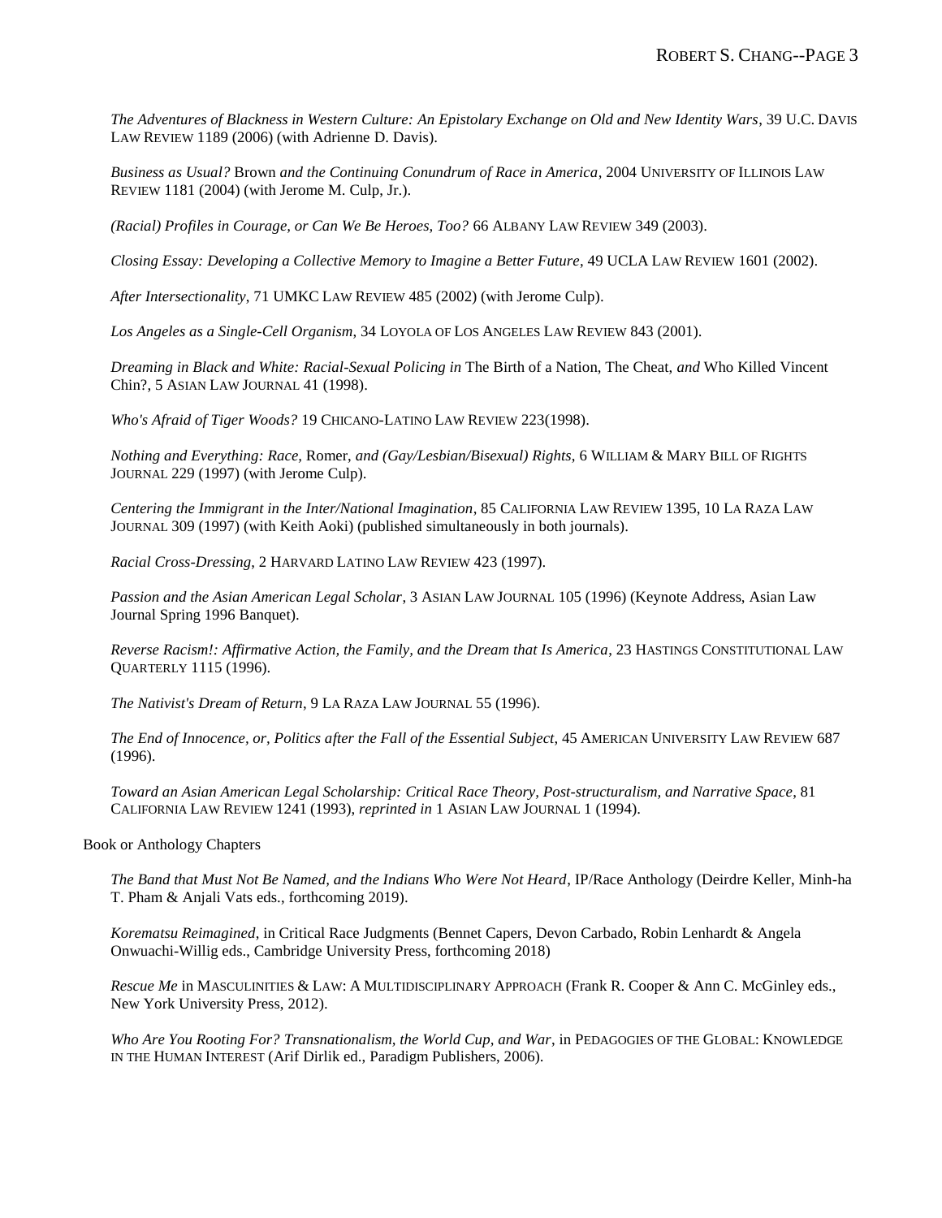*The Adventures of Blackness in Western Culture: An Epistolary Exchange on Old and New Identity Wars*, 39 U.C. DAVIS LAW REVIEW 1189 (2006) (with Adrienne D. Davis).

*Business as Usual?* Brown *and the Continuing Conundrum of Race in America*, 2004 UNIVERSITY OF ILLINOIS LAW REVIEW 1181 (2004) (with Jerome M. Culp, Jr.).

*(Racial) Profiles in Courage, or Can We Be Heroes, Too?* 66 ALBANY LAW REVIEW 349 (2003).

*Closing Essay: Developing a Collective Memory to Imagine a Better Future*, 49 UCLA LAW REVIEW 1601 (2002).

*After Intersectionality*, 71 UMKC LAW REVIEW 485 (2002) (with Jerome Culp).

*Los Angeles as a Single-Cell Organism*, 34 LOYOLA OF LOS ANGELES LAW REVIEW 843 (2001).

*Dreaming in Black and White: Racial-Sexual Policing in* The Birth of a Nation, The Cheat, *and* Who Killed Vincent Chin?, 5 ASIAN LAW JOURNAL 41 (1998).

*Who's Afraid of Tiger Woods?* 19 CHICANO-LATINO LAW REVIEW 223(1998).

*Nothing and Everything: Race,* Romer, *and (Gay/Lesbian/Bisexual) Rights*, 6 WILLIAM & MARY BILL OF RIGHTS JOURNAL 229 (1997) (with Jerome Culp).

*Centering the Immigrant in the Inter/National Imagination*, 85 CALIFORNIA LAW REVIEW 1395, 10 LA RAZA LAW JOURNAL 309 (1997) (with Keith Aoki) (published simultaneously in both journals).

*Racial Cross-Dressing*, 2 HARVARD LATINO LAW REVIEW 423 (1997).

*Passion and the Asian American Legal Scholar*, 3 ASIAN LAW JOURNAL 105 (1996) (Keynote Address, Asian Law Journal Spring 1996 Banquet).

*Reverse Racism!: Affirmative Action, the Family, and the Dream that Is America*, 23 HASTINGS CONSTITUTIONAL LAW QUARTERLY 1115 (1996).

*The Nativist's Dream of Return*, 9 LA RAZA LAW JOURNAL 55 (1996).

*The End of Innocence, or, Politics after the Fall of the Essential Subject*, 45 AMERICAN UNIVERSITY LAW REVIEW 687 (1996).

*Toward an Asian American Legal Scholarship: Critical Race Theory, Post-structuralism, and Narrative Space*, 81 CALIFORNIA LAW REVIEW 1241 (1993), *reprinted in* 1 ASIAN LAW JOURNAL 1 (1994).

Book or Anthology Chapters

*The Band that Must Not Be Named, and the Indians Who Were Not Heard*, IP/Race Anthology (Deirdre Keller, Minh-ha T. Pham & Anjali Vats eds., forthcoming 2019).

*Korematsu Reimagined*, in Critical Race Judgments (Bennet Capers, Devon Carbado, Robin Lenhardt & Angela Onwuachi-Willig eds., Cambridge University Press, forthcoming 2018)

*Rescue Me* in MASCULINITIES & LAW: A MULTIDISCIPLINARY APPROACH (Frank R. Cooper & Ann C. McGinley eds., New York University Press, 2012).

*Who Are You Rooting For? Transnationalism, the World Cup, and War*, in PEDAGOGIES OF THE GLOBAL: KNOWLEDGE IN THE HUMAN INTEREST (Arif Dirlik ed., Paradigm Publishers, 2006).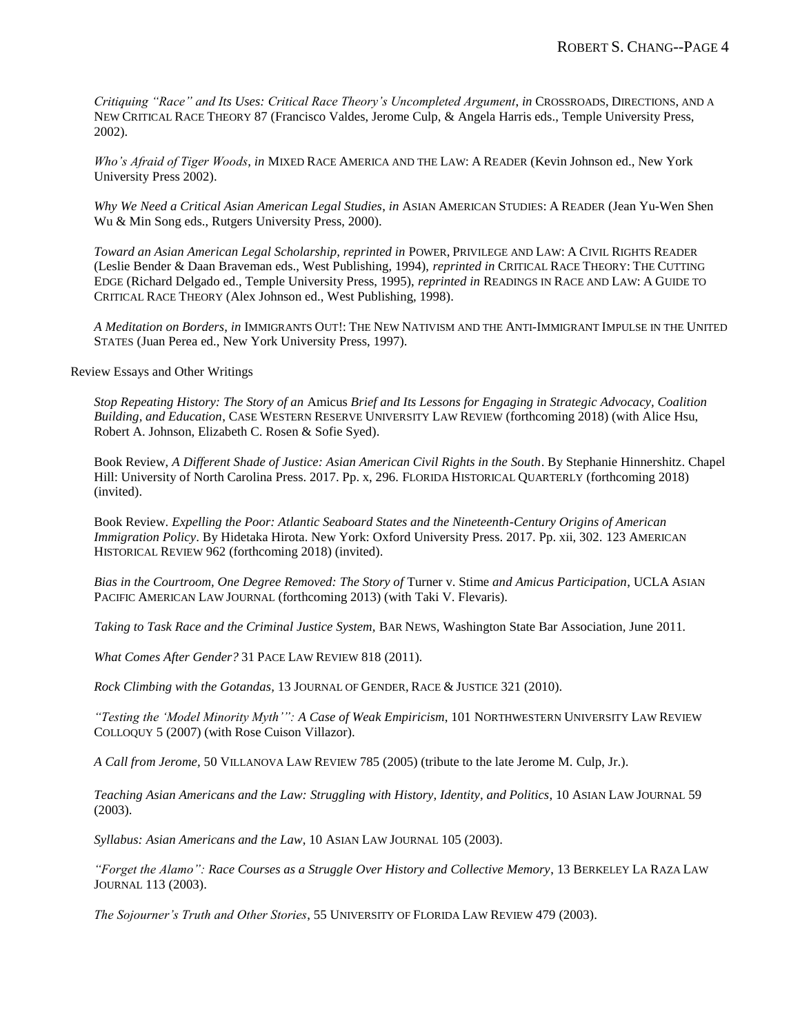*Critiquing "Race" and Its Uses: Critical Race Theory's Uncompleted Argument*, *in* CROSSROADS, DIRECTIONS, AND A NEW CRITICAL RACE THEORY 87 (Francisco Valdes, Jerome Culp, & Angela Harris eds., Temple University Press, 2002).

*Who's Afraid of Tiger Woods*, *in* MIXED RACE AMERICA AND THE LAW: A READER (Kevin Johnson ed., New York University Press 2002).

*Why We Need a Critical Asian American Legal Studies*, *in* ASIAN AMERICAN STUDIES: A READER (Jean Yu-Wen Shen Wu & Min Song eds., Rutgers University Press, 2000).

*Toward an Asian American Legal Scholarship, reprinted in* POWER, PRIVILEGE AND LAW: A CIVIL RIGHTS READER (Leslie Bender & Daan Braveman eds., West Publishing, 1994), *reprinted in* CRITICAL RACE THEORY: THE CUTTING EDGE (Richard Delgado ed., Temple University Press, 1995), *reprinted in* READINGS IN RACE AND LAW: A GUIDE TO CRITICAL RACE THEORY (Alex Johnson ed., West Publishing, 1998).

*A Meditation on Borders*, *in* IMMIGRANTS OUT!: THE NEW NATIVISM AND THE ANTI-IMMIGRANT IMPULSE IN THE UNITED STATES (Juan Perea ed., New York University Press, 1997).

Review Essays and Other Writings

*Stop Repeating History: The Story of an* Amicus *Brief and Its Lessons for Engaging in Strategic Advocacy, Coalition Building, and Education*, CASE WESTERN RESERVE UNIVERSITY LAW REVIEW (forthcoming 2018) (with Alice Hsu, Robert A. Johnson, Elizabeth C. Rosen & Sofie Syed).

Book Review, *A Different Shade of Justice: Asian American Civil Rights in the South*. By Stephanie Hinnershitz. Chapel Hill: University of North Carolina Press. 2017. Pp. x, 296. FLORIDA HISTORICAL QUARTERLY (forthcoming 2018) (invited).

Book Review. *Expelling the Poor: Atlantic Seaboard States and the Nineteenth-Century Origins of American Immigration Policy*. By Hidetaka Hirota. New York: Oxford University Press. 2017. Pp. xii, 302. 123 AMERICAN HISTORICAL REVIEW 962 (forthcoming 2018) (invited).

*Bias in the Courtroom, One Degree Removed: The Story of* Turner v. Stime *and Amicus Participation*, UCLA ASIAN PACIFIC AMERICAN LAW JOURNAL (forthcoming 2013) (with Taki V. Flevaris).

*Taking to Task Race and the Criminal Justice System*, BAR NEWS, Washington State Bar Association, June 2011.

*What Comes After Gender?* 31 PACE LAW REVIEW 818 (2011).

*Rock Climbing with the Gotandas*, 13 JOURNAL OF GENDER, RACE & JUSTICE 321 (2010).

*"Testing the 'Model Minority Myth'": A Case of Weak Empiricism*, 101 NORTHWESTERN UNIVERSITY LAW REVIEW COLLOQUY 5 (2007) (with Rose Cuison Villazor).

*A Call from Jerome*, 50 VILLANOVA LAW REVIEW 785 (2005) (tribute to the late Jerome M. Culp, Jr.).

*Teaching Asian Americans and the Law: Struggling with History, Identity, and Politics*, 10 ASIAN LAW JOURNAL 59 (2003).

*Syllabus: Asian Americans and the Law*, 10 ASIAN LAW JOURNAL 105 (2003).

*"Forget the Alamo": Race Courses as a Struggle Over History and Collective Memory*, 13 BERKELEY LA RAZA LAW JOURNAL 113 (2003).

*The Sojourner's Truth and Other Stories*, 55 UNIVERSITY OF FLORIDA LAW REVIEW 479 (2003).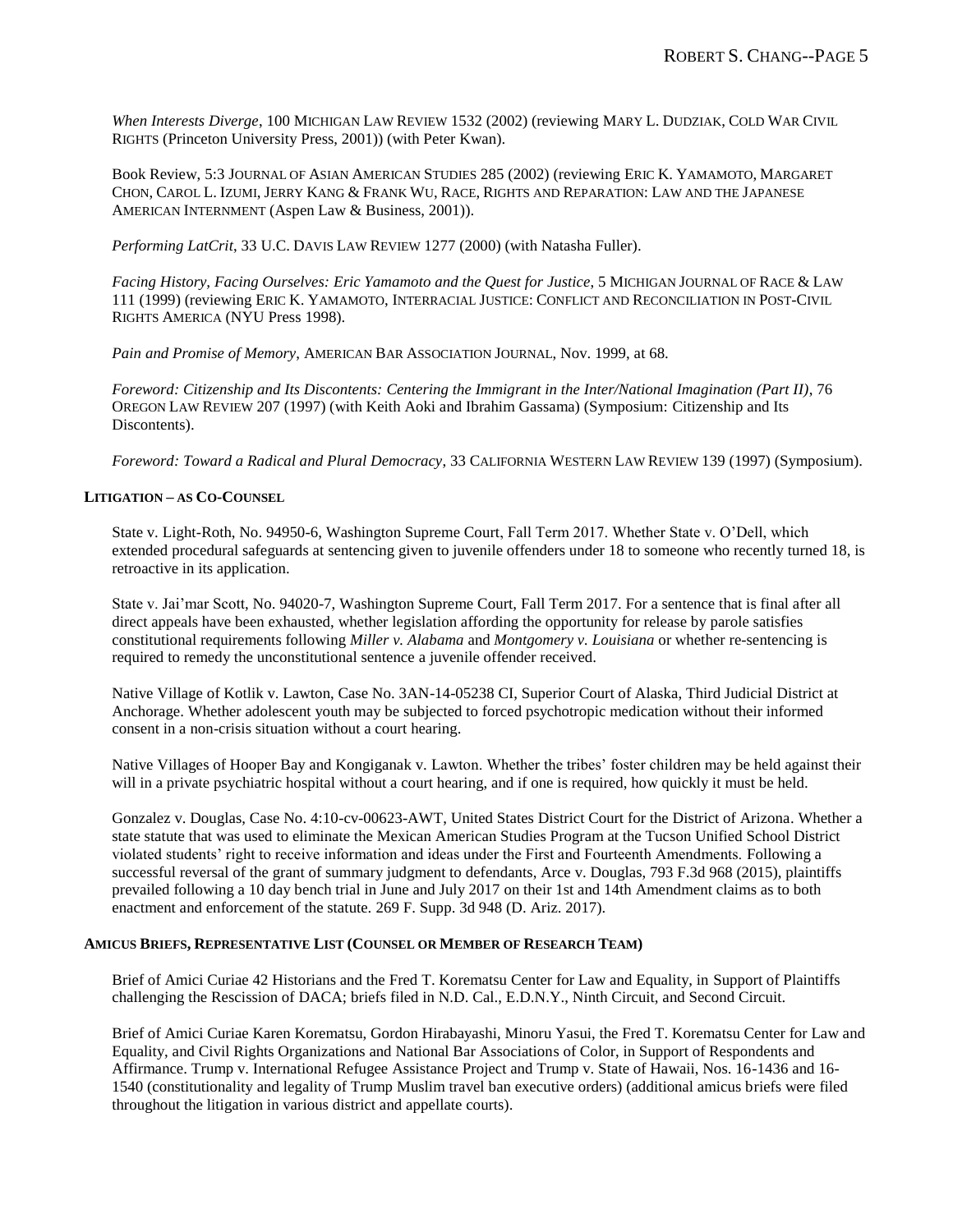*When Interests Diverge*, 100 MICHIGAN LAW REVIEW 1532 (2002) (reviewing MARY L. DUDZIAK, COLD WAR CIVIL RIGHTS (Princeton University Press, 2001)) (with Peter Kwan).

Book Review, 5:3 JOURNAL OF ASIAN AMERICAN STUDIES 285 (2002) (reviewing ERIC K. YAMAMOTO, MARGARET CHON, CAROL L. IZUMI, JERRY KANG & FRANK WU, RACE, RIGHTS AND REPARATION: LAW AND THE JAPANESE AMERICAN INTERNMENT (Aspen Law & Business, 2001)).

*Performing LatCrit*, 33 U.C. DAVIS LAW REVIEW 1277 (2000) (with Natasha Fuller).

*Facing History, Facing Ourselves: Eric Yamamoto and the Quest for Justice*, 5 MICHIGAN JOURNAL OF RACE & LAW 111 (1999) (reviewing ERIC K. YAMAMOTO, INTERRACIAL JUSTICE: CONFLICT AND RECONCILIATION IN POST-CIVIL RIGHTS AMERICA (NYU Press 1998).

*Pain and Promise of Memory*, AMERICAN BAR ASSOCIATION JOURNAL, Nov. 1999, at 68.

*Foreword: Citizenship and Its Discontents: Centering the Immigrant in the Inter/National Imagination (Part II)*, 76 OREGON LAW REVIEW 207 (1997) (with Keith Aoki and Ibrahim Gassama) (Symposium: Citizenship and Its Discontents).

*Foreword: Toward a Radical and Plural Democracy*, 33 CALIFORNIA WESTERN LAW REVIEW 139 (1997) (Symposium).

**LITIGATION – AS CO-COUNSEL**

State v. Light-Roth, No. 94950-6, Washington Supreme Court, Fall Term 2017. Whether State v. O'Dell, which extended procedural safeguards at sentencing given to juvenile offenders under 18 to someone who recently turned 18, is retroactive in its application.

State v. Jai'mar Scott, No. 94020-7, Washington Supreme Court, Fall Term 2017. For a sentence that is final after all direct appeals have been exhausted, whether legislation affording the opportunity for release by parole satisfies constitutional requirements following *Miller v. Alabama* and *Montgomery v. Louisiana* or whether re-sentencing is required to remedy the unconstitutional sentence a juvenile offender received.

Native Village of Kotlik v. Lawton, Case No. 3AN-14-05238 CI, Superior Court of Alaska, Third Judicial District at Anchorage. Whether adolescent youth may be subjected to forced psychotropic medication without their informed consent in a non-crisis situation without a court hearing.

Native Villages of Hooper Bay and Kongiganak v. Lawton. Whether the tribes' foster children may be held against their will in a private psychiatric hospital without a court hearing, and if one is required, how quickly it must be held.

Gonzalez v. Douglas, Case No. 4:10-cv-00623-AWT, United States District Court for the District of Arizona. Whether a state statute that was used to eliminate the Mexican American Studies Program at the Tucson Unified School District violated students' right to receive information and ideas under the First and Fourteenth Amendments. Following a successful reversal of the grant of summary judgment to defendants, Arce v. Douglas, 793 F.3d 968 (2015), plaintiffs prevailed following a 10 day bench trial in June and July 2017 on their 1st and 14th Amendment claims as to both enactment and enforcement of the statute. 269 F. Supp. 3d 948 (D. Ariz. 2017).

**AMICUS BRIEFS, REPRESENTATIVE LIST (COUNSEL OR MEMBER OF RESEARCH TEAM)**

Brief of Amici Curiae 42 Historians and the Fred T. Korematsu Center for Law and Equality, in Support of Plaintiffs challenging the Rescission of DACA; briefs filed in N.D. Cal., E.D.N.Y., Ninth Circuit, and Second Circuit.

Brief of Amici Curiae Karen Korematsu, Gordon Hirabayashi, Minoru Yasui, the Fred T. Korematsu Center for Law and Equality, and Civil Rights Organizations and National Bar Associations of Color, in Support of Respondents and Affirmance. Trump v. International Refugee Assistance Project and Trump v. State of Hawaii, Nos. 16-1436 and 16-1540 (constitutionality and legality of Trump Muslim travel ban executive orders) (additional amicus briefs were filed throughout the litigation in various district and appellate courts).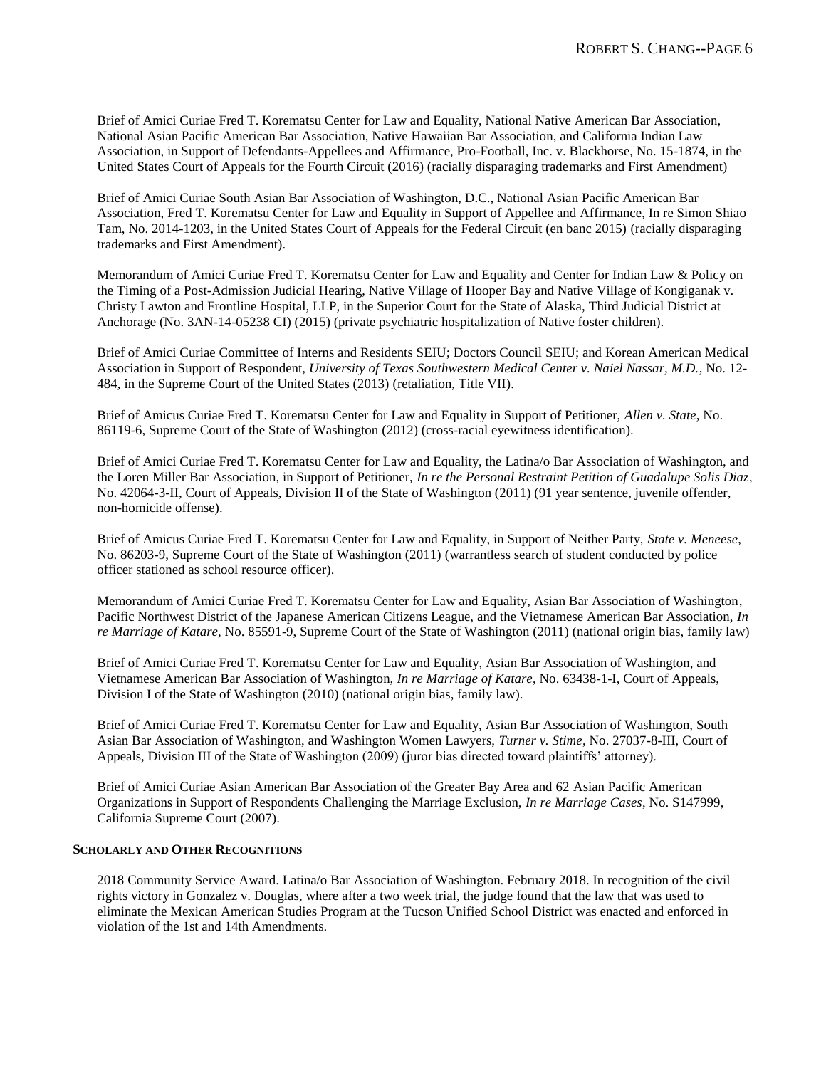Brief of Amici Curiae Fred T. Korematsu Center for Law and Equality, National Native American Bar Association, National Asian Pacific American Bar Association, Native Hawaiian Bar Association, and California Indian Law Association, in Support of Defendants-Appellees and Affirmance, Pro-Football, Inc. v. Blackhorse, No. 15-1874, in the United States Court of Appeals for the Fourth Circuit (2016) (racially disparaging trademarks and First Amendment)

Brief of Amici Curiae South Asian Bar Association of Washington, D.C., National Asian Pacific American Bar Association, Fred T. Korematsu Center for Law and Equality in Support of Appellee and Affirmance, In re Simon Shiao Tam, No. 2014-1203, in the United States Court of Appeals for the Federal Circuit (en banc 2015) (racially disparaging trademarks and First Amendment).

Memorandum of Amici Curiae Fred T. Korematsu Center for Law and Equality and Center for Indian Law & Policy on the Timing of a Post-Admission Judicial Hearing, Native Village of Hooper Bay and Native Village of Kongiganak v. Christy Lawton and Frontline Hospital, LLP, in the Superior Court for the State of Alaska, Third Judicial District at Anchorage (No. 3AN-14-05238 CI) (2015) (private psychiatric hospitalization of Native foster children).

Brief of Amici Curiae Committee of Interns and Residents SEIU; Doctors Council SEIU; and Korean American Medical Association in Support of Respondent, *University of Texas Southwestern Medical Center v. Naiel Nassar, M.D.*, No. 12-484, in the Supreme Court of the United States (2013) (retaliation, Title VII).

Brief of Amicus Curiae Fred T. Korematsu Center for Law and Equality in Support of Petitioner, *Allen v. State*, No. 86119-6, Supreme Court of the State of Washington (2012) (cross-racial eyewitness identification).

Brief of Amici Curiae Fred T. Korematsu Center for Law and Equality, the Latina/o Bar Association of Washington, and the Loren Miller Bar Association, in Support of Petitioner, *In re the Personal Restraint Petition of Guadalupe Solis Diaz*, No. 42064-3-II, Court of Appeals, Division II of the State of Washington (2011) (91 year sentence, juvenile offender, non-homicide offense).

Brief of Amicus Curiae Fred T. Korematsu Center for Law and Equality, in Support of Neither Party, *State v. Meneese*, No. 86203-9, Supreme Court of the State of Washington (2011) (warrantless search of student conducted by police officer stationed as school resource officer).

Memorandum of Amici Curiae Fred T. Korematsu Center for Law and Equality, Asian Bar Association of Washington, Pacific Northwest District of the Japanese American Citizens League, and the Vietnamese American Bar Association, *In re Marriage of Katare*, No. 85591-9, Supreme Court of the State of Washington (2011) (national origin bias, family law)

Brief of Amici Curiae Fred T. Korematsu Center for Law and Equality, Asian Bar Association of Washington, and Vietnamese American Bar Association of Washington, *In re Marriage of Katare*, No. 63438-1-I, Court of Appeals, Division I of the State of Washington (2010) (national origin bias, family law).

Brief of Amici Curiae Fred T. Korematsu Center for Law and Equality, Asian Bar Association of Washington, South Asian Bar Association of Washington, and Washington Women Lawyers, *Turner v. Stime*, No. 27037-8-III, Court of Appeals, Division III of the State of Washington (2009) (juror bias directed toward plaintiffs' attorney).

Brief of Amici Curiae Asian American Bar Association of the Greater Bay Area and 62 Asian Pacific American Organizations in Support of Respondents Challenging the Marriage Exclusion, *In re Marriage Cases*, No. S147999, California Supreme Court (2007).

## SCHOLARLY AND OTHER RECOGNITIONS

2018 Community Service Award. Latina/o Bar Association of Washington. February 2018. In recognition of the civil rights victory in Gonzalez v. Douglas, where after a two week trial, the judge found that the law that was used to eliminate the Mexican American Studies Program at the Tucson Unified School District was enacted and enforced in violation of the 1st and 14th Amendments.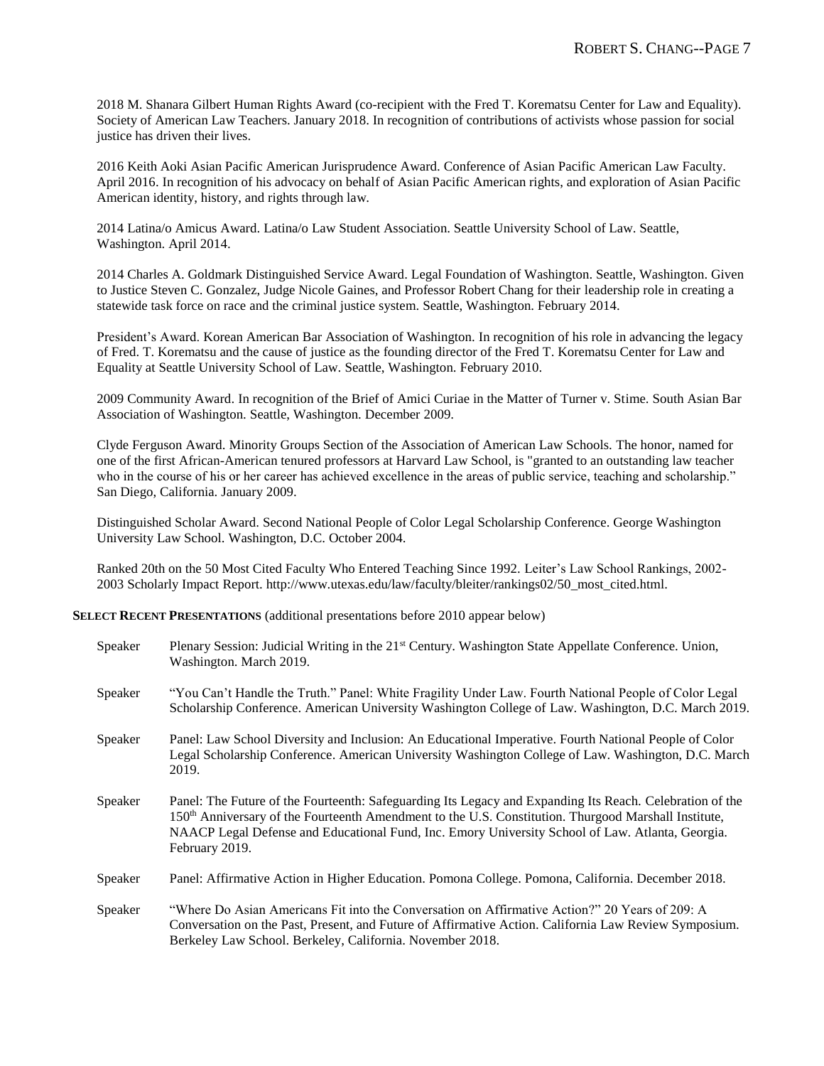2018 M. Shanara Gilbert Human Rights Award (co-recipient with the Fred T. Korematsu Center for Law and Equality). Society of American Law Teachers. January 2018. In recognition of contributions of activists whose passion for social justice has driven their lives.

2016 Keith Aoki Asian Pacific American Jurisprudence Award. Conference of Asian Pacific American Law Faculty. April 2016. In recognition of his advocacy on behalf of Asian Pacific American rights, and exploration of Asian Pacific American identity, history, and rights through law.

2014 Latina/o Amicus Award. Latina/o Law Student Association. Seattle University School of Law. Seattle, Washington. April 2014.

2014 Charles A. Goldmark Distinguished Service Award. Legal Foundation of Washington. Seattle, Washington. Given to Justice Steven C. Gonzalez, Judge Nicole Gaines, and Professor Robert Chang for their leadership role in creating a statewide task force on race and the criminal justice system. Seattle, Washington. February 2014.

President's Award. Korean American Bar Association of Washington. In recognition of his role in advancing the legacy of Fred. T. Korematsu and the cause of justice as the founding director of the Fred T. Korematsu Center for Law and Equality at Seattle University School of Law. Seattle, Washington. February 2010.

2009 Community Award. In recognition of the Brief of Amici Curiae in the Matter of Turner v. Stime. South Asian Bar Association of Washington. Seattle, Washington. December 2009.

Clyde Ferguson Award. Minority Groups Section of the Association of American Law Schools. The honor, named for one of the first African-American tenured professors at Harvard Law School, is "granted to an outstanding law teacher who in the course of his or her career has achieved excellence in the areas of public service, teaching and scholarship." San Diego, California. January 2009.

Distinguished Scholar Award. Second National People of Color Legal Scholarship Conference. George Washington University Law School. Washington, D.C. October 2004.

Ranked 20th on the 50 Most Cited Faculty Who Entered Teaching Since 1992. Leiter's Law School Rankings, 2002-2003 Scholarly Impact Report. http://www.utexas.edu/law/faculty/bleiter/rankings02/50_most_cited.html.

**SELECT RECENT PRESENTATIONS** (additional presentations before 2010 appear below)

Speaker — Plenary Session: Judicial Writing in the 21st Century. Washington State Appellate Conference. Union, Washington. March 2019.

Speaker — "You Can't Handle the Truth." Panel: White Fragility Under Law. Fourth National People of Color Legal Scholarship Conference. American University Washington College of Law. Washington, D.C. March 2019.

Speaker — Panel: Law School Diversity and Inclusion: An Educational Imperative. Fourth National People of Color Legal Scholarship Conference. American University Washington College of Law. Washington, D.C. March 2019.

Speaker — Panel: The Future of the Fourteenth: Safeguarding Its Legacy and Expanding Its Reach. Celebration of the 150th Anniversary of the Fourteenth Amendment to the U.S. Constitution. Thurgood Marshall Institute, NAACP Legal Defense and Educational Fund, Inc. Emory University School of Law. Atlanta, Georgia. February 2019.

Speaker — Panel: Affirmative Action in Higher Education. Pomona College. Pomona, California. December 2018.

Speaker — "Where Do Asian Americans Fit into the Conversation on Affirmative Action?" 20 Years of 209: A Conversation on the Past, Present, and Future of Affirmative Action. California Law Review Symposium. Berkeley Law School. Berkeley, California. November 2018.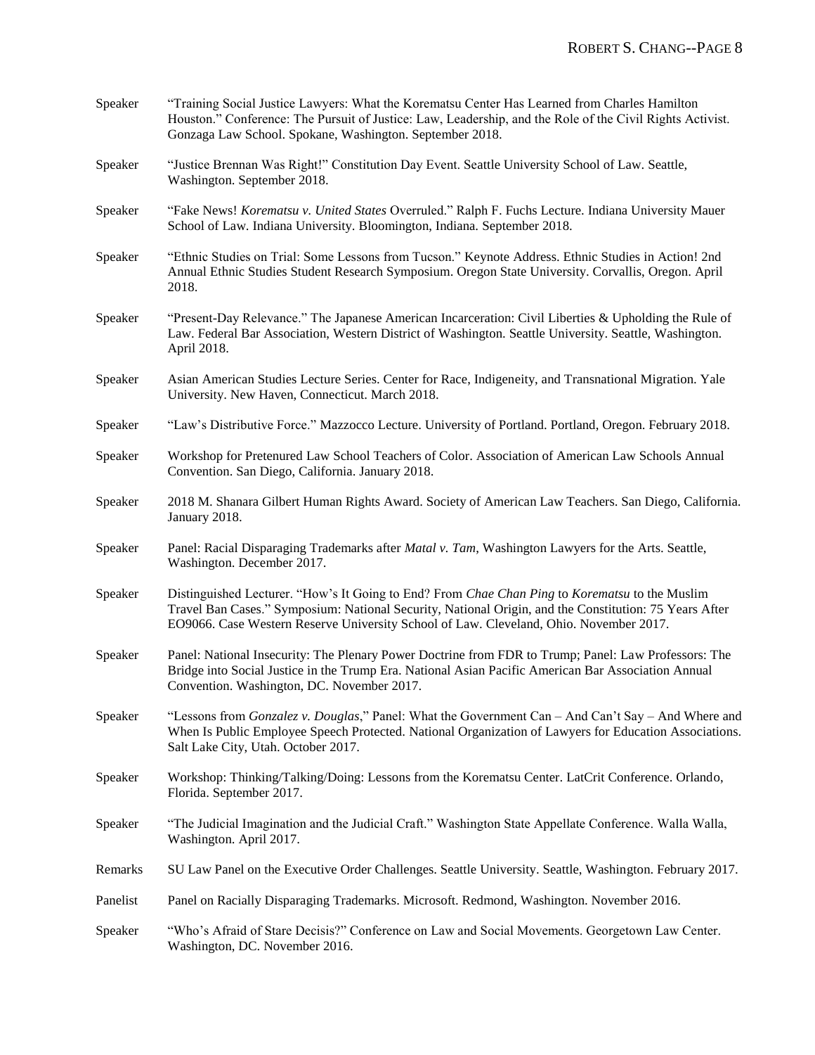Speaker "Training Social Justice Lawyers: What the Korematsu Center Has Learned from Charles Hamilton Houston." Conference: The Pursuit of Justice: Law, Leadership, and the Role of the Civil Rights Activist. Gonzaga Law School. Spokane, Washington. September 2018.

Speaker "Justice Brennan Was Right!" Constitution Day Event. Seattle University School of Law. Seattle, Washington. September 2018.

Speaker "Fake News! *Korematsu v. United States* Overruled." Ralph F. Fuchs Lecture. Indiana University Mauer School of Law. Indiana University. Bloomington, Indiana. September 2018.

Speaker "Ethnic Studies on Trial: Some Lessons from Tucson." Keynote Address. Ethnic Studies in Action! 2nd Annual Ethnic Studies Student Research Symposium. Oregon State University. Corvallis, Oregon. April 2018.

Speaker "Present-Day Relevance." The Japanese American Incarceration: Civil Liberties & Upholding the Rule of Law. Federal Bar Association, Western District of Washington. Seattle University. Seattle, Washington. April 2018.

Speaker Asian American Studies Lecture Series. Center for Race, Indigeneity, and Transnational Migration. Yale University. New Haven, Connecticut. March 2018.

Speaker "Law's Distributive Force." Mazzocco Lecture. University of Portland. Portland, Oregon. February 2018.

Speaker Workshop for Pretenured Law School Teachers of Color. Association of American Law Schools Annual Convention. San Diego, California. January 2018.

Speaker 2018 M. Shanara Gilbert Human Rights Award. Society of American Law Teachers. San Diego, California. January 2018.

Speaker Panel: Racial Disparaging Trademarks after *Matal v. Tam*, Washington Lawyers for the Arts. Seattle, Washington. December 2017.

Speaker Distinguished Lecturer. "How's It Going to End? From *Chae Chan Ping* to *Korematsu* to the Muslim Travel Ban Cases." Symposium: National Security, National Origin, and the Constitution: 75 Years After EO9066. Case Western Reserve University School of Law. Cleveland, Ohio. November 2017.

Speaker Panel: National Insecurity: The Plenary Power Doctrine from FDR to Trump; Panel: Law Professors: The Bridge into Social Justice in the Trump Era. National Asian Pacific American Bar Association Annual Convention. Washington, DC. November 2017.

Speaker "Lessons from *Gonzalez v. Douglas*," Panel: What the Government Can – And Can't Say – And Where and When Is Public Employee Speech Protected. National Organization of Lawyers for Education Associations. Salt Lake City, Utah. October 2017.

Speaker Workshop: Thinking/Talking/Doing: Lessons from the Korematsu Center. LatCrit Conference. Orlando, Florida. September 2017.

Speaker "The Judicial Imagination and the Judicial Craft." Washington State Appellate Conference. Walla Walla, Washington. April 2017.

Remarks SU Law Panel on the Executive Order Challenges. Seattle University. Seattle, Washington. February 2017.

Panelist Panel on Racially Disparaging Trademarks. Microsoft. Redmond, Washington. November 2016.

Speaker "Who's Afraid of Stare Decisis?" Conference on Law and Social Movements. Georgetown Law Center. Washington, DC. November 2016.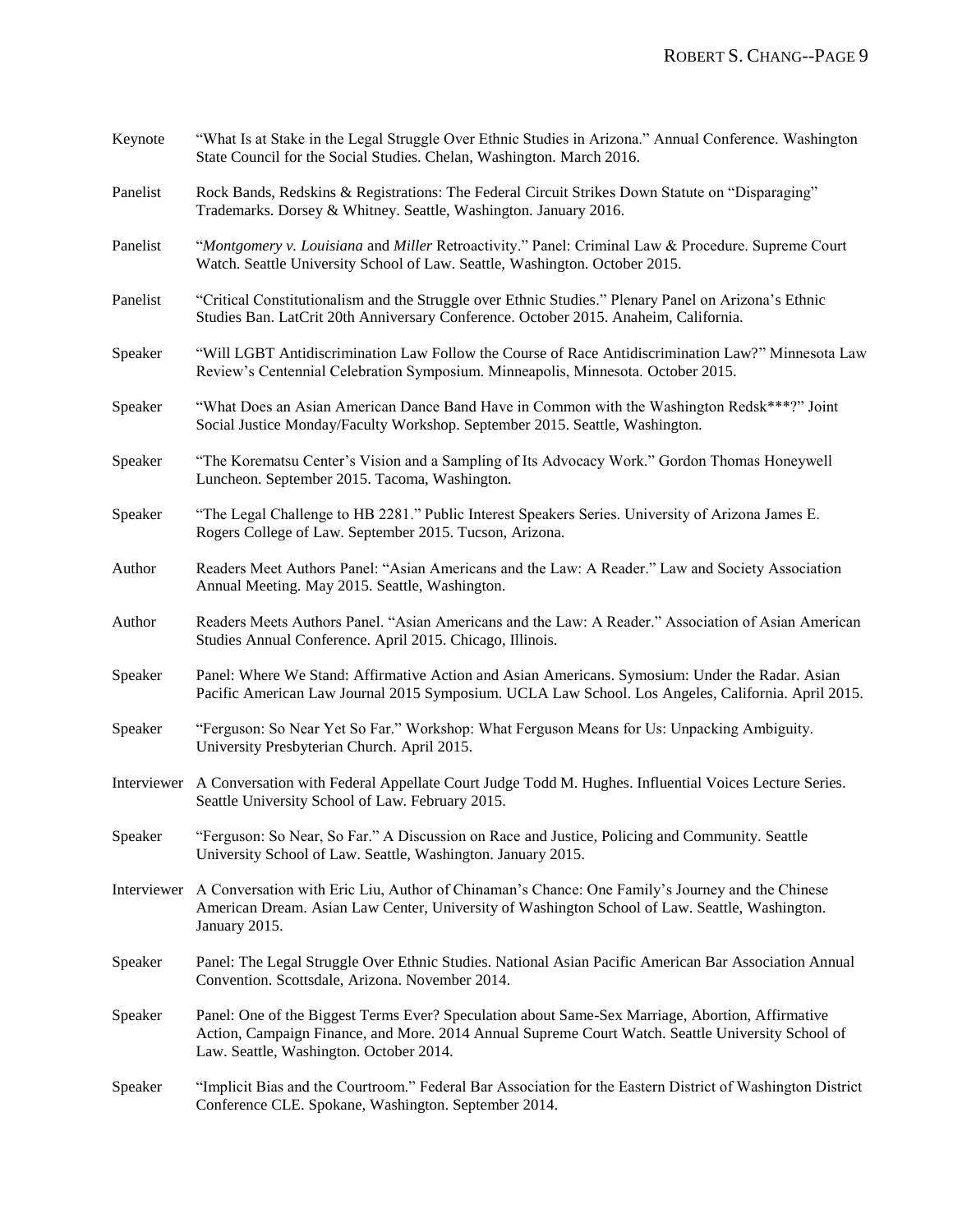Keynote "What Is at Stake in the Legal Struggle Over Ethnic Studies in Arizona." Annual Conference. Washington State Council for the Social Studies. Chelan, Washington. March 2016.

Panelist Rock Bands, Redskins & Registrations: The Federal Circuit Strikes Down Statute on "Disparaging" Trademarks. Dorsey & Whitney. Seattle, Washington. January 2016.

Panelist "*Montgomery v. Louisiana* and *Miller* Retroactivity." Panel: Criminal Law & Procedure. Supreme Court Watch. Seattle University School of Law. Seattle, Washington. October 2015.

Panelist "Critical Constitutionalism and the Struggle over Ethnic Studies." Plenary Panel on Arizona's Ethnic Studies Ban. LatCrit 20th Anniversary Conference. October 2015. Anaheim, California.

Speaker "Will LGBT Antidiscrimination Law Follow the Course of Race Antidiscrimination Law?" Minnesota Law Review's Centennial Celebration Symposium. Minneapolis, Minnesota. October 2015.

Speaker "What Does an Asian American Dance Band Have in Common with the Washington Redsk***?" Joint Social Justice Monday/Faculty Workshop. September 2015. Seattle, Washington.

Speaker "The Korematsu Center's Vision and a Sampling of Its Advocacy Work." Gordon Thomas Honeywell Luncheon. September 2015. Tacoma, Washington.

Speaker "The Legal Challenge to HB 2281." Public Interest Speakers Series. University of Arizona James E. Rogers College of Law. September 2015. Tucson, Arizona.

Author Readers Meet Authors Panel: "Asian Americans and the Law: A Reader." Law and Society Association Annual Meeting. May 2015. Seattle, Washington.

Author Readers Meets Authors Panel. "Asian Americans and the Law: A Reader." Association of Asian American Studies Annual Conference. April 2015. Chicago, Illinois.

Speaker Panel: Where We Stand: Affirmative Action and Asian Americans. Symosium: Under the Radar. Asian Pacific American Law Journal 2015 Symposium. UCLA Law School. Los Angeles, California. April 2015.

Speaker "Ferguson: So Near Yet So Far." Workshop: What Ferguson Means for Us: Unpacking Ambiguity. University Presbyterian Church. April 2015.

Interviewer A Conversation with Federal Appellate Court Judge Todd M. Hughes. Influential Voices Lecture Series. Seattle University School of Law. February 2015.

Speaker "Ferguson: So Near, So Far." A Discussion on Race and Justice, Policing and Community. Seattle University School of Law. Seattle, Washington. January 2015.

Interviewer A Conversation with Eric Liu, Author of Chinaman's Chance: One Family's Journey and the Chinese American Dream. Asian Law Center, University of Washington School of Law. Seattle, Washington. January 2015.

Speaker Panel: The Legal Struggle Over Ethnic Studies. National Asian Pacific American Bar Association Annual Convention. Scottsdale, Arizona. November 2014.

Speaker Panel: One of the Biggest Terms Ever? Speculation about Same-Sex Marriage, Abortion, Affirmative Action, Campaign Finance, and More. 2014 Annual Supreme Court Watch. Seattle University School of Law. Seattle, Washington. October 2014.

Speaker "Implicit Bias and the Courtroom." Federal Bar Association for the Eastern District of Washington District Conference CLE. Spokane, Washington. September 2014.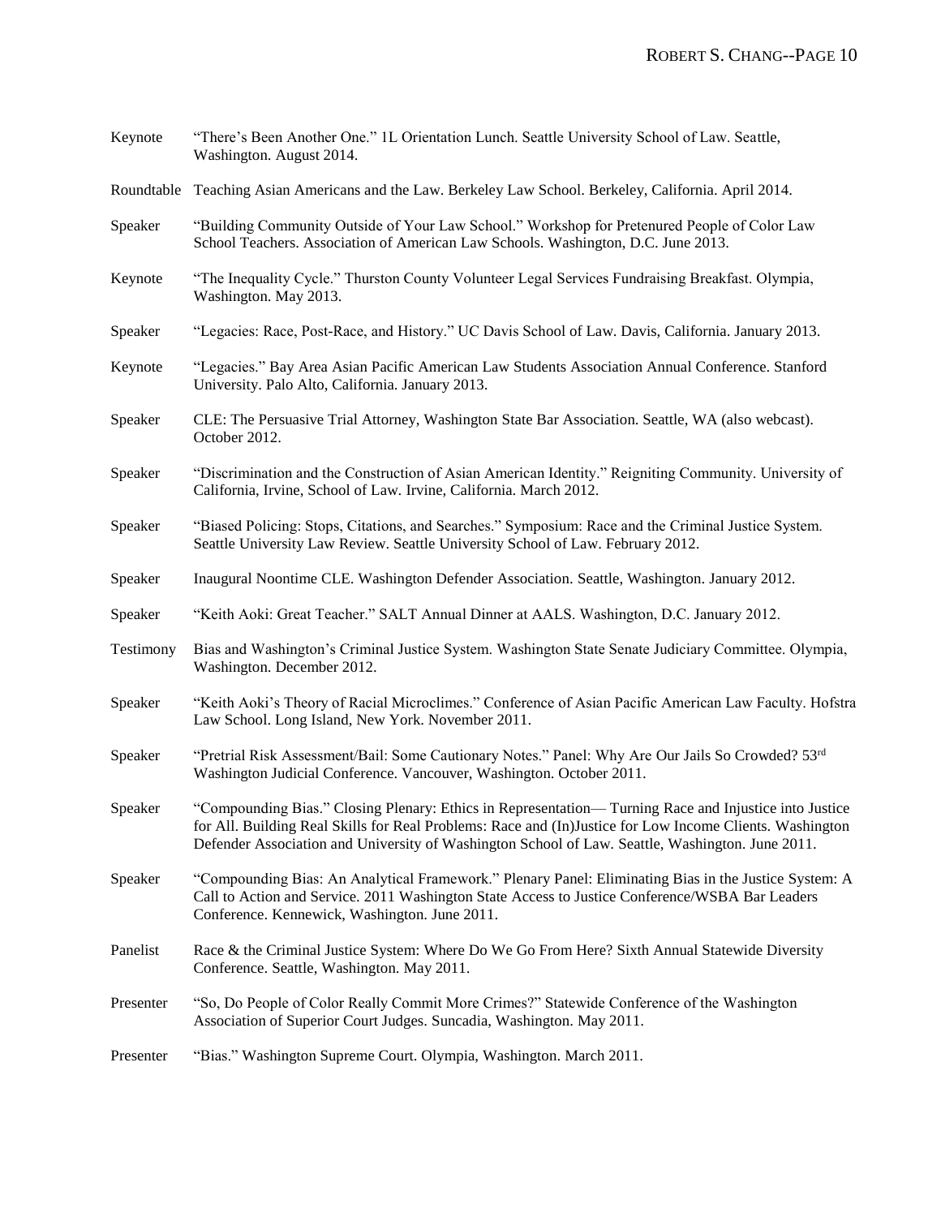Keynote "There's Been Another One." 1L Orientation Lunch. Seattle University School of Law. Seattle, Washington. August 2014.

Roundtable Teaching Asian Americans and the Law. Berkeley Law School. Berkeley, California. April 2014.

Speaker "Building Community Outside of Your Law School." Workshop for Pretenured People of Color Law School Teachers. Association of American Law Schools. Washington, D.C. June 2013.

Keynote "The Inequality Cycle." Thurston County Volunteer Legal Services Fundraising Breakfast. Olympia, Washington. May 2013.

Speaker "Legacies: Race, Post-Race, and History." UC Davis School of Law. Davis, California. January 2013.

Keynote "Legacies." Bay Area Asian Pacific American Law Students Association Annual Conference. Stanford University. Palo Alto, California. January 2013.

Speaker CLE: The Persuasive Trial Attorney, Washington State Bar Association. Seattle, WA (also webcast). October 2012.

Speaker "Discrimination and the Construction of Asian American Identity." Reigniting Community. University of California, Irvine, School of Law. Irvine, California. March 2012.

Speaker "Biased Policing: Stops, Citations, and Searches." Symposium: Race and the Criminal Justice System. Seattle University Law Review. Seattle University School of Law. February 2012.

Speaker Inaugural Noontime CLE. Washington Defender Association. Seattle, Washington. January 2012.

Speaker "Keith Aoki: Great Teacher." SALT Annual Dinner at AALS. Washington, D.C. January 2012.

Testimony Bias and Washington's Criminal Justice System. Washington State Senate Judiciary Committee. Olympia, Washington. December 2012.

Speaker "Keith Aoki's Theory of Racial Microclimes." Conference of Asian Pacific American Law Faculty. Hofstra Law School. Long Island, New York. November 2011.

Speaker "Pretrial Risk Assessment/Bail: Some Cautionary Notes." Panel: Why Are Our Jails So Crowded? 53rd Washington Judicial Conference. Vancouver, Washington. October 2011.

Speaker "Compounding Bias." Closing Plenary: Ethics in Representation— Turning Race and Injustice into Justice for All. Building Real Skills for Real Problems: Race and (In)Justice for Low Income Clients. Washington Defender Association and University of Washington School of Law. Seattle, Washington. June 2011.

Speaker "Compounding Bias: An Analytical Framework." Plenary Panel: Eliminating Bias in the Justice System: A Call to Action and Service. 2011 Washington State Access to Justice Conference/WSBA Bar Leaders Conference. Kennewick, Washington. June 2011.

Panelist Race & the Criminal Justice System: Where Do We Go From Here? Sixth Annual Statewide Diversity Conference. Seattle, Washington. May 2011.

Presenter "So, Do People of Color Really Commit More Crimes?" Statewide Conference of the Washington Association of Superior Court Judges. Suncadia, Washington. May 2011.

Presenter "Bias." Washington Supreme Court. Olympia, Washington. March 2011.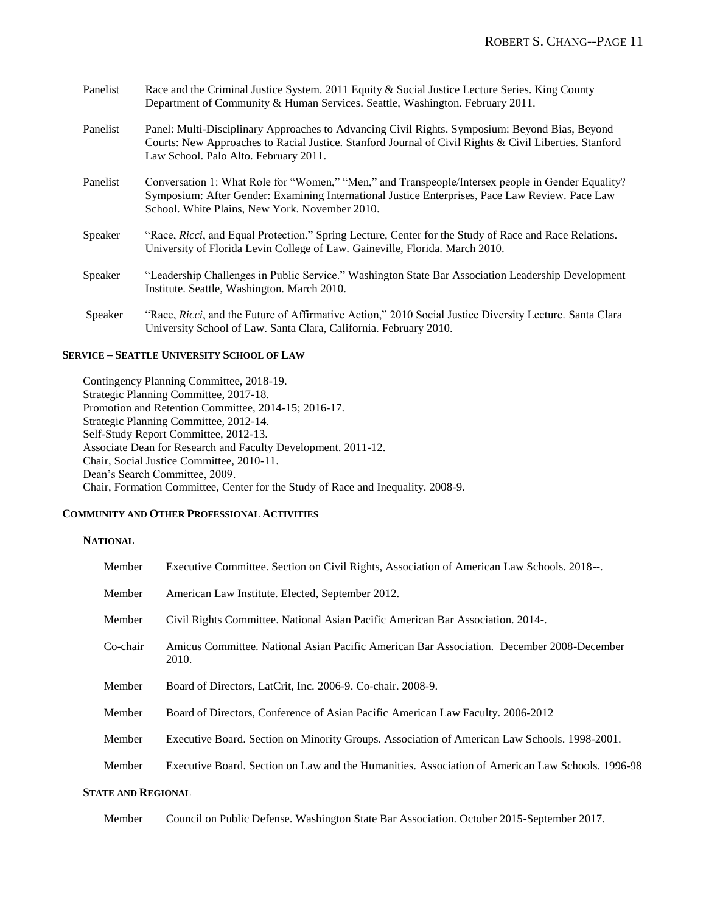Panelist — Race and the Criminal Justice System. 2011 Equity & Social Justice Lecture Series. King County Department of Community & Human Services. Seattle, Washington. February 2011.

Panelist — Panel: Multi-Disciplinary Approaches to Advancing Civil Rights. Symposium: Beyond Bias, Beyond Courts: New Approaches to Racial Justice. Stanford Journal of Civil Rights & Civil Liberties. Stanford Law School. Palo Alto. February 2011.

Panelist — Conversation 1: What Role for "Women," "Men," and Transpeople/Intersex people in Gender Equality? Symposium: After Gender: Examining International Justice Enterprises, Pace Law Review. Pace Law School. White Plains, New York. November 2010.

Speaker — "Race, *Ricci*, and Equal Protection." Spring Lecture, Center for the Study of Race and Race Relations. University of Florida Levin College of Law. Gaineville, Florida. March 2010.

Speaker — "Leadership Challenges in Public Service." Washington State Bar Association Leadership Development Institute. Seattle, Washington. March 2010.

Speaker — "Race, *Ricci*, and the Future of Affirmative Action," 2010 Social Justice Diversity Lecture. Santa Clara University School of Law. Santa Clara, California. February 2010.

## SERVICE – SEATTLE UNIVERSITY SCHOOL OF LAW

Contingency Planning Committee, 2018-19.
Strategic Planning Committee, 2017-18.
Promotion and Retention Committee, 2014-15; 2016-17.
Strategic Planning Committee, 2012-14.
Self-Study Report Committee, 2012-13.
Associate Dean for Research and Faculty Development. 2011-12.
Chair, Social Justice Committee, 2010-11.
Dean's Search Committee, 2009.
Chair, Formation Committee, Center for the Study of Race and Inequality. 2008-9.

## COMMUNITY AND OTHER PROFESSIONAL ACTIVITIES

### NATIONAL

Member — Executive Committee. Section on Civil Rights, Association of American Law Schools. 2018--.

Member — American Law Institute. Elected, September 2012.

Member — Civil Rights Committee. National Asian Pacific American Bar Association. 2014-.

Co-chair — Amicus Committee. National Asian Pacific American Bar Association. December 2008-December 2010.

Member — Board of Directors, LatCrit, Inc. 2006-9. Co-chair. 2008-9.

Member — Board of Directors, Conference of Asian Pacific American Law Faculty. 2006-2012

Member — Executive Board. Section on Minority Groups. Association of American Law Schools. 1998-2001.

Member — Executive Board. Section on Law and the Humanities. Association of American Law Schools. 1996-98

### STATE AND REGIONAL

Member — Council on Public Defense. Washington State Bar Association. October 2015-September 2017.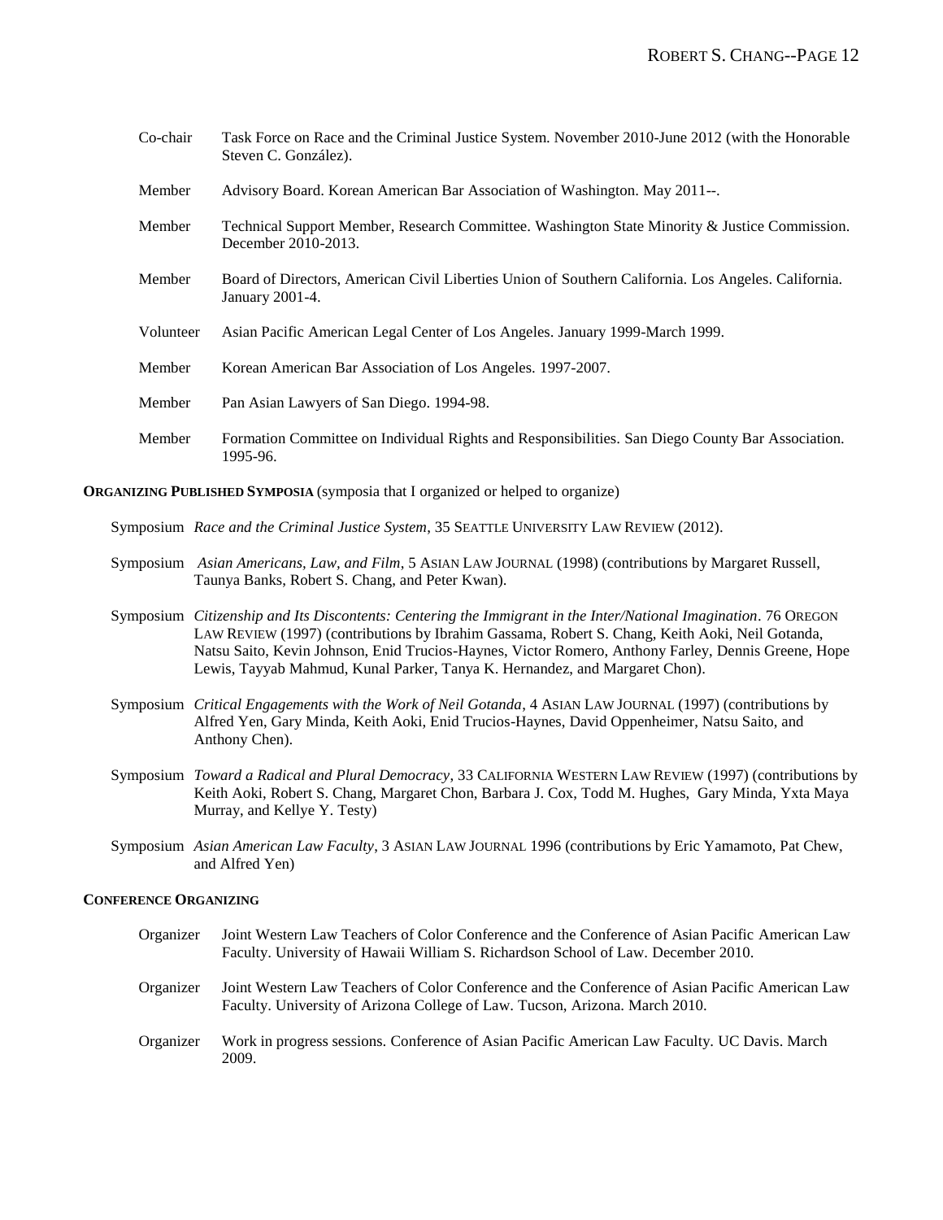Co-chair Task Force on Race and the Criminal Justice System. November 2010-June 2012 (with the Honorable Steven C. González).

Member Advisory Board. Korean American Bar Association of Washington. May 2011--.

Member Technical Support Member, Research Committee. Washington State Minority & Justice Commission. December 2010-2013.

Member Board of Directors, American Civil Liberties Union of Southern California. Los Angeles. California. January 2001-4.

Volunteer Asian Pacific American Legal Center of Los Angeles. January 1999-March 1999.

Member Korean American Bar Association of Los Angeles. 1997-2007.

Member Pan Asian Lawyers of San Diego. 1994-98.

Member Formation Committee on Individual Rights and Responsibilities. San Diego County Bar Association. 1995-96.

**ORGANIZING PUBLISHED SYMPOSIA** (symposia that I organized or helped to organize)

Symposium *Race and the Criminal Justice System*, 35 SEATTLE UNIVERSITY LAW REVIEW (2012).

Symposium *Asian Americans, Law, and Film*, 5 ASIAN LAW JOURNAL (1998) (contributions by Margaret Russell, Taunya Banks, Robert S. Chang, and Peter Kwan).

Symposium *Citizenship and Its Discontents: Centering the Immigrant in the Inter/National Imagination*. 76 OREGON LAW REVIEW (1997) (contributions by Ibrahim Gassama, Robert S. Chang, Keith Aoki, Neil Gotanda, Natsu Saito, Kevin Johnson, Enid Trucios-Haynes, Victor Romero, Anthony Farley, Dennis Greene, Hope Lewis, Tayyab Mahmud, Kunal Parker, Tanya K. Hernandez, and Margaret Chon).

Symposium *Critical Engagements with the Work of Neil Gotanda*, 4 ASIAN LAW JOURNAL (1997) (contributions by Alfred Yen, Gary Minda, Keith Aoki, Enid Trucios-Haynes, David Oppenheimer, Natsu Saito, and Anthony Chen).

Symposium *Toward a Radical and Plural Democracy*, 33 CALIFORNIA WESTERN LAW REVIEW (1997) (contributions by Keith Aoki, Robert S. Chang, Margaret Chon, Barbara J. Cox, Todd M. Hughes, Gary Minda, Yxta Maya Murray, and Kellye Y. Testy)

Symposium *Asian American Law Faculty*, 3 ASIAN LAW JOURNAL 1996 (contributions by Eric Yamamoto, Pat Chew, and Alfred Yen)

**CONFERENCE ORGANIZING**

Organizer Joint Western Law Teachers of Color Conference and the Conference of Asian Pacific American Law Faculty. University of Hawaii William S. Richardson School of Law. December 2010.

Organizer Joint Western Law Teachers of Color Conference and the Conference of Asian Pacific American Law Faculty. University of Arizona College of Law. Tucson, Arizona. March 2010.

Organizer Work in progress sessions. Conference of Asian Pacific American Law Faculty. UC Davis. March 2009.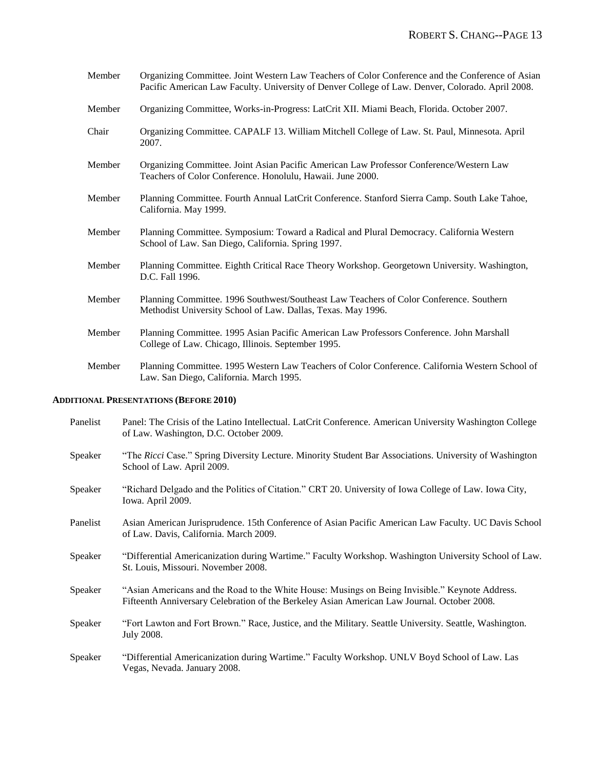Member Organizing Committee. Joint Western Law Teachers of Color Conference and the Conference of Asian Pacific American Law Faculty. University of Denver College of Law. Denver, Colorado. April 2008.

Member Organizing Committee, Works-in-Progress: LatCrit XII. Miami Beach, Florida. October 2007.

Chair Organizing Committee. CAPALF 13. William Mitchell College of Law. St. Paul, Minnesota. April 2007.

Member Organizing Committee. Joint Asian Pacific American Law Professor Conference/Western Law Teachers of Color Conference. Honolulu, Hawaii. June 2000.

Member Planning Committee. Fourth Annual LatCrit Conference. Stanford Sierra Camp. South Lake Tahoe, California. May 1999.

Member Planning Committee. Symposium: Toward a Radical and Plural Democracy. California Western School of Law. San Diego, California. Spring 1997.

Member Planning Committee. Eighth Critical Race Theory Workshop. Georgetown University. Washington, D.C. Fall 1996.

Member Planning Committee. 1996 Southwest/Southeast Law Teachers of Color Conference. Southern Methodist University School of Law. Dallas, Texas. May 1996.

Member Planning Committee. 1995 Asian Pacific American Law Professors Conference. John Marshall College of Law. Chicago, Illinois. September 1995.

Member Planning Committee. 1995 Western Law Teachers of Color Conference. California Western School of Law. San Diego, California. March 1995.

**ADDITIONAL PRESENTATIONS (BEFORE 2010)**

Panelist Panel: The Crisis of the Latino Intellectual. LatCrit Conference. American University Washington College of Law. Washington, D.C. October 2009.

Speaker "The *Ricci* Case." Spring Diversity Lecture. Minority Student Bar Associations. University of Washington School of Law. April 2009.

Speaker "Richard Delgado and the Politics of Citation." CRT 20. University of Iowa College of Law. Iowa City, Iowa. April 2009.

Panelist Asian American Jurisprudence. 15th Conference of Asian Pacific American Law Faculty. UC Davis School of Law. Davis, California. March 2009.

Speaker "Differential Americanization during Wartime." Faculty Workshop. Washington University School of Law. St. Louis, Missouri. November 2008.

Speaker "Asian Americans and the Road to the White House: Musings on Being Invisible." Keynote Address. Fifteenth Anniversary Celebration of the Berkeley Asian American Law Journal. October 2008.

Speaker "Fort Lawton and Fort Brown." Race, Justice, and the Military. Seattle University. Seattle, Washington. July 2008.

Speaker "Differential Americanization during Wartime." Faculty Workshop. UNLV Boyd School of Law. Las Vegas, Nevada. January 2008.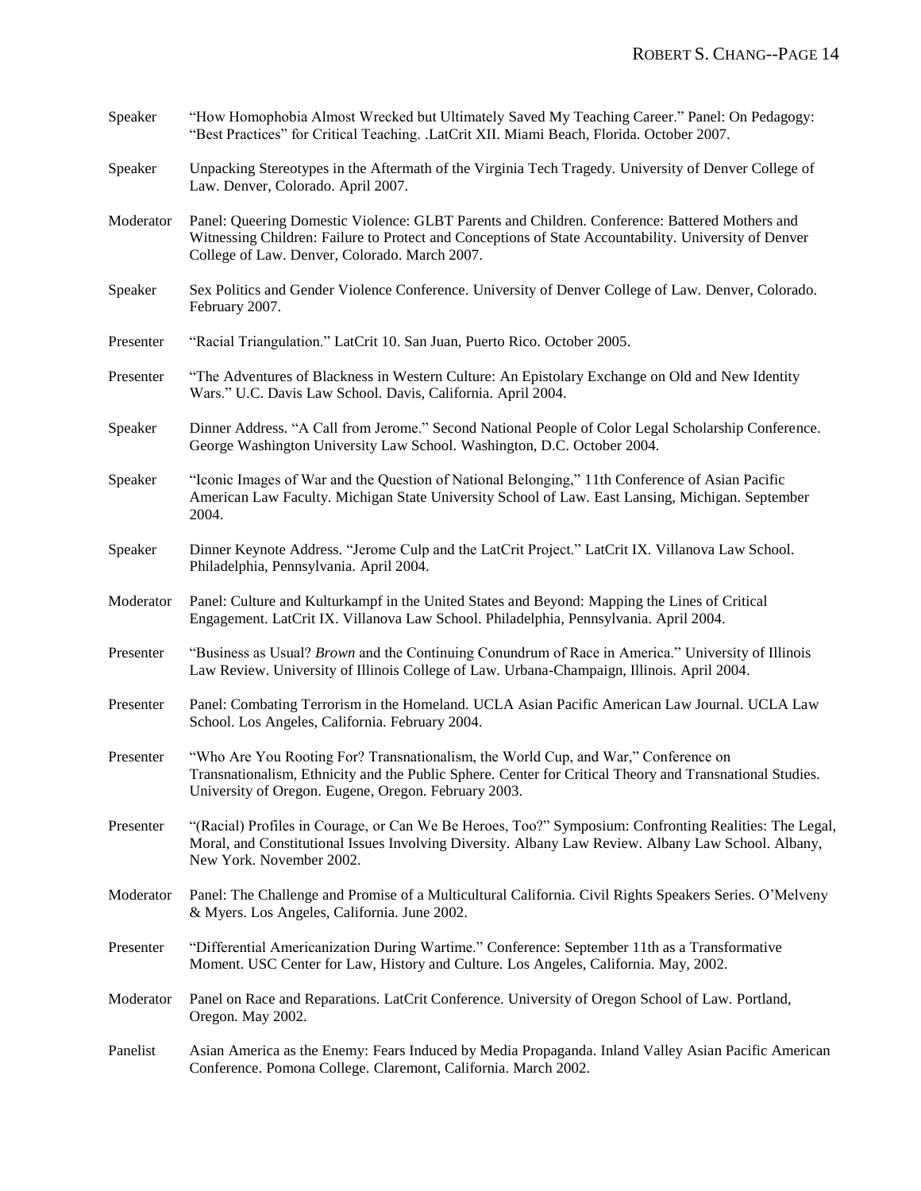| | |
|---|---|
| Speaker | "How Homophobia Almost Wrecked but Ultimately Saved My Teaching Career." Panel: On Pedagogy: "Best Practices" for Critical Teaching. .LatCrit XII. Miami Beach, Florida. October 2007. |
| Speaker | Unpacking Stereotypes in the Aftermath of the Virginia Tech Tragedy. University of Denver College of Law. Denver, Colorado. April 2007. |
| Moderator | Panel: Queering Domestic Violence: GLBT Parents and Children. Conference: Battered Mothers and Witnessing Children: Failure to Protect and Conceptions of State Accountability. University of Denver College of Law. Denver, Colorado. March 2007. |
| Speaker | Sex Politics and Gender Violence Conference. University of Denver College of Law. Denver, Colorado. February 2007. |
| Presenter | "Racial Triangulation." LatCrit 10. San Juan, Puerto Rico. October 2005. |
| Presenter | "The Adventures of Blackness in Western Culture: An Epistolary Exchange on Old and New Identity Wars." U.C. Davis Law School. Davis, California. April 2004. |
| Speaker | Dinner Address. "A Call from Jerome." Second National People of Color Legal Scholarship Conference. George Washington University Law School. Washington, D.C. October 2004. |
| Speaker | "Iconic Images of War and the Question of National Belonging," 11th Conference of Asian Pacific American Law Faculty. Michigan State University School of Law. East Lansing, Michigan. September 2004. |
| Speaker | Dinner Keynote Address. "Jerome Culp and the LatCrit Project." LatCrit IX. Villanova Law School. Philadelphia, Pennsylvania. April 2004. |
| Moderator | Panel: Culture and Kulturkampf in the United States and Beyond: Mapping the Lines of Critical Engagement. LatCrit IX. Villanova Law School. Philadelphia, Pennsylvania. April 2004. |
| Presenter | "Business as Usual? *Brown* and the Continuing Conundrum of Race in America." University of Illinois Law Review. University of Illinois College of Law. Urbana-Champaign, Illinois. April 2004. |
| Presenter | Panel: Combating Terrorism in the Homeland. UCLA Asian Pacific American Law Journal. UCLA Law School. Los Angeles, California. February 2004. |
| Presenter | "Who Are You Rooting For? Transnationalism, the World Cup, and War," Conference on Transnationalism, Ethnicity and the Public Sphere. Center for Critical Theory and Transnational Studies. University of Oregon. Eugene, Oregon. February 2003. |
| Presenter | "(Racial) Profiles in Courage, or Can We Be Heroes, Too?" Symposium: Confronting Realities: The Legal, Moral, and Constitutional Issues Involving Diversity. Albany Law Review. Albany Law School. Albany, New York. November 2002. |
| Moderator | Panel: The Challenge and Promise of a Multicultural California. Civil Rights Speakers Series. O'Melveny & Myers. Los Angeles, California. June 2002. |
| Presenter | "Differential Americanization During Wartime." Conference: September 11th as a Transformative Moment. USC Center for Law, History and Culture. Los Angeles, California. May, 2002. |
| Moderator | Panel on Race and Reparations. LatCrit Conference. University of Oregon School of Law. Portland, Oregon. May 2002. |
| Panelist | Asian America as the Enemy: Fears Induced by Media Propaganda. Inland Valley Asian Pacific American Conference. Pomona College. Claremont, California. March 2002. |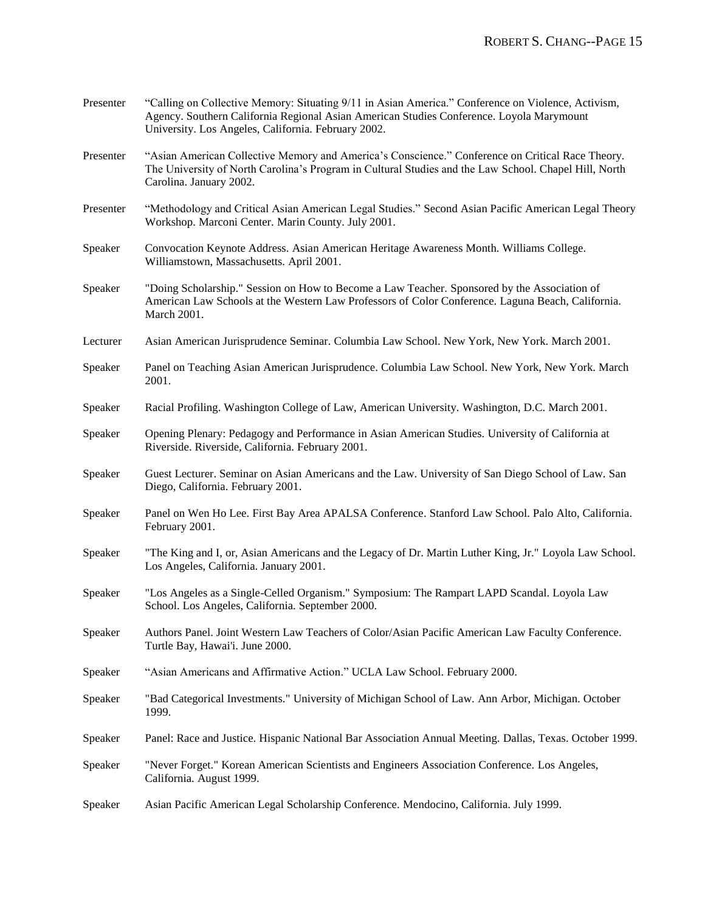| | |
|---|---|
| Presenter | "Calling on Collective Memory: Situating 9/11 in Asian America." Conference on Violence, Activism, Agency. Southern California Regional Asian American Studies Conference. Loyola Marymount University. Los Angeles, California. February 2002. |
| Presenter | "Asian American Collective Memory and America's Conscience." Conference on Critical Race Theory. The University of North Carolina's Program in Cultural Studies and the Law School. Chapel Hill, North Carolina. January 2002. |
| Presenter | "Methodology and Critical Asian American Legal Studies." Second Asian Pacific American Legal Theory Workshop. Marconi Center. Marin County. July 2001. |
| Speaker | Convocation Keynote Address. Asian American Heritage Awareness Month. Williams College. Williamstown, Massachusetts. April 2001. |
| Speaker | "Doing Scholarship." Session on How to Become a Law Teacher. Sponsored by the Association of American Law Schools at the Western Law Professors of Color Conference. Laguna Beach, California. March 2001. |
| Lecturer | Asian American Jurisprudence Seminar. Columbia Law School. New York, New York. March 2001. |
| Speaker | Panel on Teaching Asian American Jurisprudence. Columbia Law School. New York, New York. March 2001. |
| Speaker | Racial Profiling. Washington College of Law, American University. Washington, D.C. March 2001. |
| Speaker | Opening Plenary: Pedagogy and Performance in Asian American Studies. University of California at Riverside. Riverside, California. February 2001. |
| Speaker | Guest Lecturer. Seminar on Asian Americans and the Law. University of San Diego School of Law. San Diego, California. February 2001. |
| Speaker | Panel on Wen Ho Lee. First Bay Area APALSA Conference. Stanford Law School. Palo Alto, California. February 2001. |
| Speaker | "The King and I, or, Asian Americans and the Legacy of Dr. Martin Luther King, Jr." Loyola Law School. Los Angeles, California. January 2001. |
| Speaker | "Los Angeles as a Single-Celled Organism." Symposium: The Rampart LAPD Scandal. Loyola Law School. Los Angeles, California. September 2000. |
| Speaker | Authors Panel. Joint Western Law Teachers of Color/Asian Pacific American Law Faculty Conference. Turtle Bay, Hawai'i. June 2000. |
| Speaker | "Asian Americans and Affirmative Action." UCLA Law School. February 2000. |
| Speaker | "Bad Categorical Investments." University of Michigan School of Law. Ann Arbor, Michigan. October 1999. |
| Speaker | Panel: Race and Justice. Hispanic National Bar Association Annual Meeting. Dallas, Texas. October 1999. |
| Speaker | "Never Forget." Korean American Scientists and Engineers Association Conference. Los Angeles, California. August 1999. |
| Speaker | Asian Pacific American Legal Scholarship Conference. Mendocino, California. July 1999. |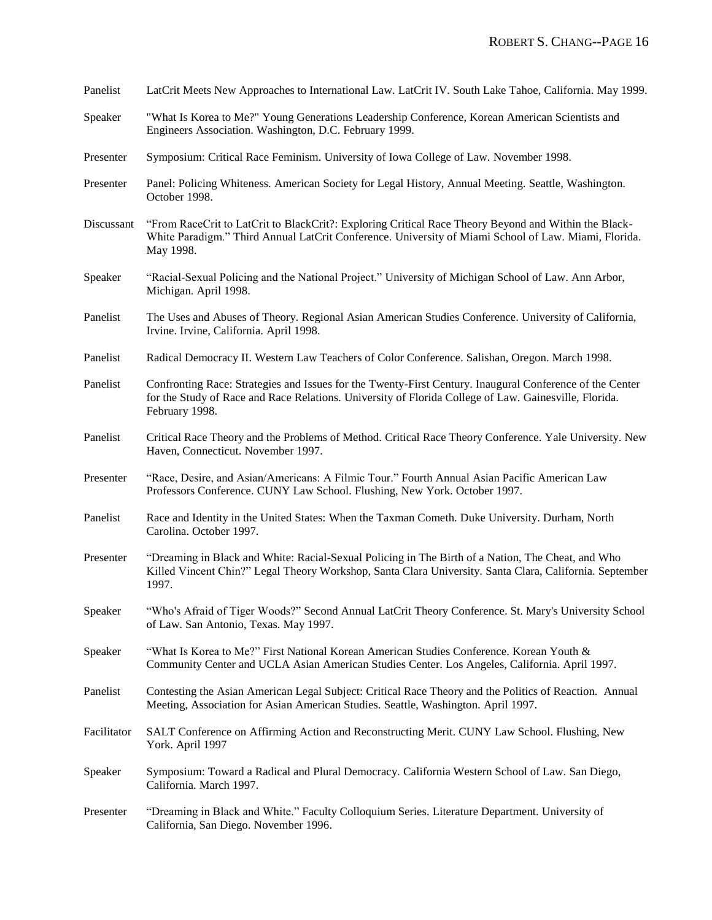Panelist LatCrit Meets New Approaches to International Law. LatCrit IV. South Lake Tahoe, California. May 1999.

Speaker "What Is Korea to Me?" Young Generations Leadership Conference, Korean American Scientists and Engineers Association. Washington, D.C. February 1999.

Presenter Symposium: Critical Race Feminism. University of Iowa College of Law. November 1998.

Presenter Panel: Policing Whiteness. American Society for Legal History, Annual Meeting. Seattle, Washington. October 1998.

Discussant "From RaceCrit to LatCrit to BlackCrit?: Exploring Critical Race Theory Beyond and Within the Black-White Paradigm." Third Annual LatCrit Conference. University of Miami School of Law. Miami, Florida. May 1998.

Speaker "Racial-Sexual Policing and the National Project." University of Michigan School of Law. Ann Arbor, Michigan. April 1998.

Panelist The Uses and Abuses of Theory. Regional Asian American Studies Conference. University of California, Irvine. Irvine, California. April 1998.

Panelist Radical Democracy II. Western Law Teachers of Color Conference. Salishan, Oregon. March 1998.

Panelist Confronting Race: Strategies and Issues for the Twenty-First Century. Inaugural Conference of the Center for the Study of Race and Race Relations. University of Florida College of Law. Gainesville, Florida. February 1998.

Panelist Critical Race Theory and the Problems of Method. Critical Race Theory Conference. Yale University. New Haven, Connecticut. November 1997.

Presenter "Race, Desire, and Asian/Americans: A Filmic Tour." Fourth Annual Asian Pacific American Law Professors Conference. CUNY Law School. Flushing, New York. October 1997.

Panelist Race and Identity in the United States: When the Taxman Cometh. Duke University. Durham, North Carolina. October 1997.

Presenter "Dreaming in Black and White: Racial-Sexual Policing in The Birth of a Nation, The Cheat, and Who Killed Vincent Chin?" Legal Theory Workshop, Santa Clara University. Santa Clara, California. September 1997.

Speaker "Who's Afraid of Tiger Woods?" Second Annual LatCrit Theory Conference. St. Mary's University School of Law. San Antonio, Texas. May 1997.

Speaker "What Is Korea to Me?" First National Korean American Studies Conference. Korean Youth & Community Center and UCLA Asian American Studies Center. Los Angeles, California. April 1997.

Panelist Contesting the Asian American Legal Subject: Critical Race Theory and the Politics of Reaction. Annual Meeting, Association for Asian American Studies. Seattle, Washington. April 1997.

Facilitator SALT Conference on Affirming Action and Reconstructing Merit. CUNY Law School. Flushing, New York. April 1997

Speaker Symposium: Toward a Radical and Plural Democracy. California Western School of Law. San Diego, California. March 1997.

Presenter "Dreaming in Black and White." Faculty Colloquium Series. Literature Department. University of California, San Diego. November 1996.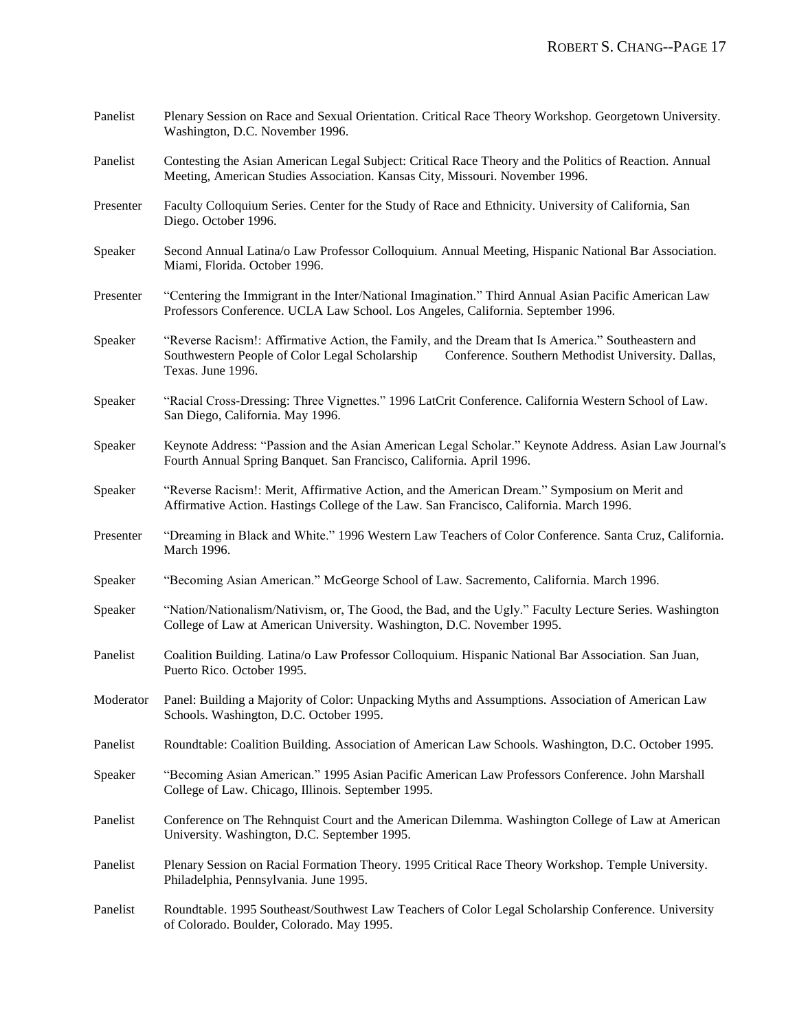| | |
|---|---|
| Panelist | Plenary Session on Race and Sexual Orientation. Critical Race Theory Workshop. Georgetown University. Washington, D.C. November 1996. |
| Panelist | Contesting the Asian American Legal Subject: Critical Race Theory and the Politics of Reaction. Annual Meeting, American Studies Association. Kansas City, Missouri. November 1996. |
| Presenter | Faculty Colloquium Series. Center for the Study of Race and Ethnicity. University of California, San Diego. October 1996. |
| Speaker | Second Annual Latina/o Law Professor Colloquium. Annual Meeting, Hispanic National Bar Association. Miami, Florida. October 1996. |
| Presenter | "Centering the Immigrant in the Inter/National Imagination." Third Annual Asian Pacific American Law Professors Conference. UCLA Law School. Los Angeles, California. September 1996. |
| Speaker | "Reverse Racism!: Affirmative Action, the Family, and the Dream that Is America." Southeastern and Southwestern People of Color Legal Scholarship Conference. Southern Methodist University. Dallas, Texas. June 1996. |
| Speaker | "Racial Cross-Dressing: Three Vignettes." 1996 LatCrit Conference. California Western School of Law. San Diego, California. May 1996. |
| Speaker | Keynote Address: "Passion and the Asian American Legal Scholar." Keynote Address. Asian Law Journal's Fourth Annual Spring Banquet. San Francisco, California. April 1996. |
| Speaker | "Reverse Racism!: Merit, Affirmative Action, and the American Dream." Symposium on Merit and Affirmative Action. Hastings College of the Law. San Francisco, California. March 1996. |
| Presenter | "Dreaming in Black and White." 1996 Western Law Teachers of Color Conference. Santa Cruz, California. March 1996. |
| Speaker | "Becoming Asian American." McGeorge School of Law. Sacremento, California. March 1996. |
| Speaker | "Nation/Nationalism/Nativism, or, The Good, the Bad, and the Ugly." Faculty Lecture Series. Washington College of Law at American University. Washington, D.C. November 1995. |
| Panelist | Coalition Building. Latina/o Law Professor Colloquium. Hispanic National Bar Association. San Juan, Puerto Rico. October 1995. |
| Moderator | Panel: Building a Majority of Color: Unpacking Myths and Assumptions. Association of American Law Schools. Washington, D.C. October 1995. |
| Panelist | Roundtable: Coalition Building. Association of American Law Schools. Washington, D.C. October 1995. |
| Speaker | "Becoming Asian American." 1995 Asian Pacific American Law Professors Conference. John Marshall College of Law. Chicago, Illinois. September 1995. |
| Panelist | Conference on The Rehnquist Court and the American Dilemma. Washington College of Law at American University. Washington, D.C. September 1995. |
| Panelist | Plenary Session on Racial Formation Theory. 1995 Critical Race Theory Workshop. Temple University. Philadelphia, Pennsylvania. June 1995. |
| Panelist | Roundtable. 1995 Southeast/Southwest Law Teachers of Color Legal Scholarship Conference. University of Colorado. Boulder, Colorado. May 1995. |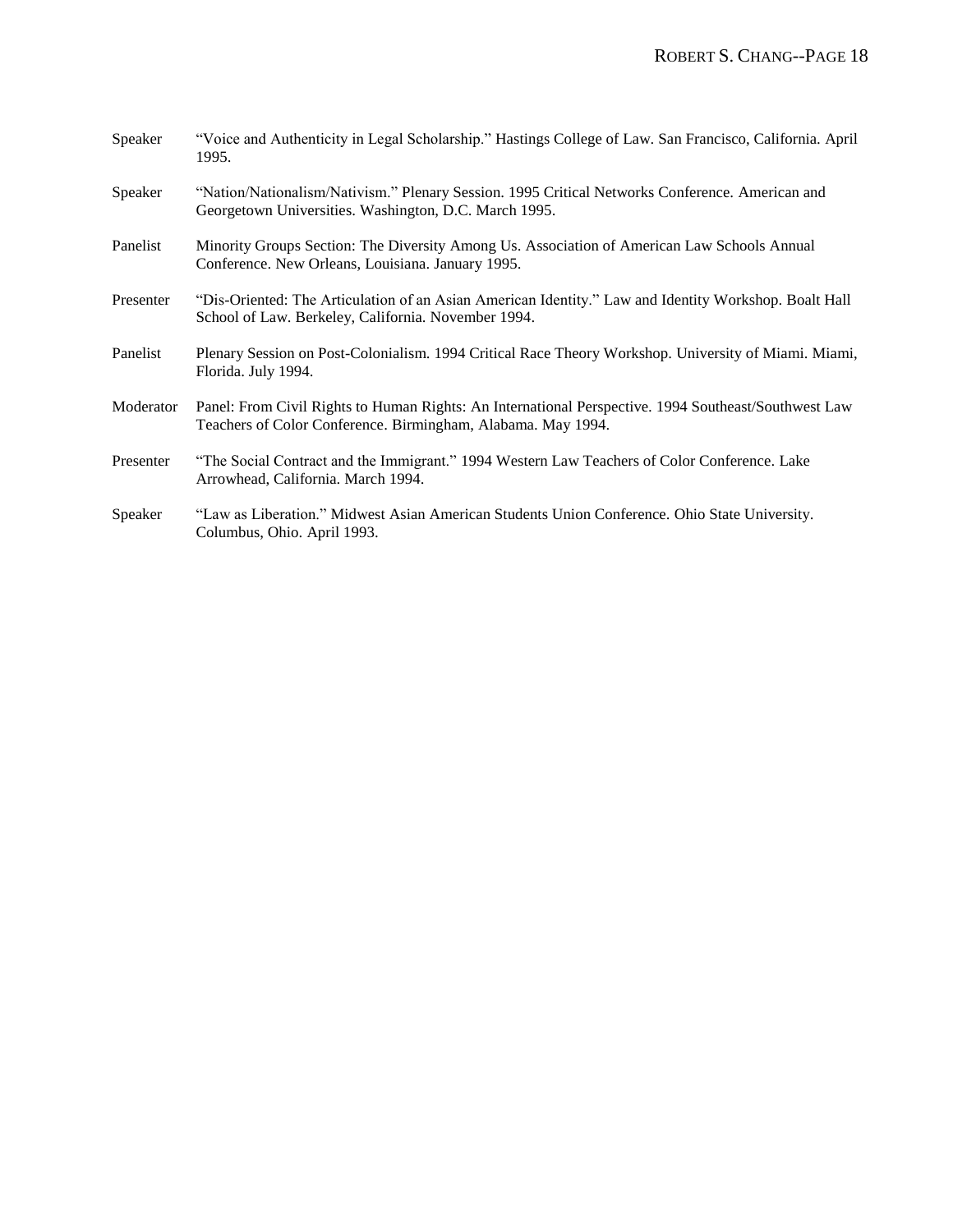| | |
|---|---|
| Speaker | "Voice and Authenticity in Legal Scholarship." Hastings College of Law. San Francisco, California. April 1995. |
| Speaker | "Nation/Nationalism/Nativism." Plenary Session. 1995 Critical Networks Conference. American and Georgetown Universities. Washington, D.C. March 1995. |
| Panelist | Minority Groups Section: The Diversity Among Us. Association of American Law Schools Annual Conference. New Orleans, Louisiana. January 1995. |
| Presenter | "Dis-Oriented: The Articulation of an Asian American Identity." Law and Identity Workshop. Boalt Hall School of Law. Berkeley, California. November 1994. |
| Panelist | Plenary Session on Post-Colonialism. 1994 Critical Race Theory Workshop. University of Miami. Miami, Florida. July 1994. |
| Moderator | Panel: From Civil Rights to Human Rights: An International Perspective. 1994 Southeast/Southwest Law Teachers of Color Conference. Birmingham, Alabama. May 1994. |
| Presenter | "The Social Contract and the Immigrant." 1994 Western Law Teachers of Color Conference. Lake Arrowhead, California. March 1994. |
| Speaker | "Law as Liberation." Midwest Asian American Students Union Conference. Ohio State University. Columbus, Ohio. April 1993. |